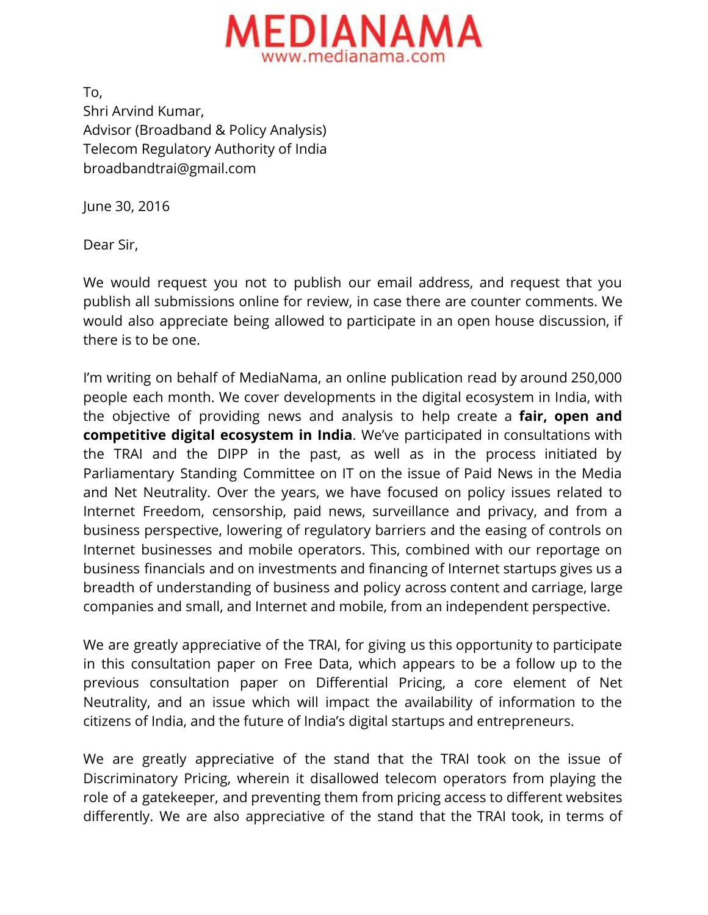# MEDIANAMA

www.medianama.com

To,
Shri Arvind Kumar,
Advisor (Broadband & Policy Analysis)
Telecom Regulatory Authority of India
broadbandtrai@gmail.com

June 30, 2016

Dear Sir,

We would request you not to publish our email address, and request that you publish all submissions online for review, in case there are counter comments. We would also appreciate being allowed to participate in an open house discussion, if there is to be one.

I'm writing on behalf of MediaNama, an online publication read by around 250,000 people each month. We cover developments in the digital ecosystem in India, with the objective of providing news and analysis to help create a **fair, open and competitive digital ecosystem in India**. We've participated in consultations with the TRAI and the DIPP in the past, as well as in the process initiated by Parliamentary Standing Committee on IT on the issue of Paid News in the Media and Net Neutrality. Over the years, we have focused on policy issues related to Internet Freedom, censorship, paid news, surveillance and privacy, and from a business perspective, lowering of regulatory barriers and the easing of controls on Internet businesses and mobile operators. This, combined with our reportage on business financials and on investments and financing of Internet startups gives us a breadth of understanding of business and policy across content and carriage, large companies and small, and Internet and mobile, from an independent perspective.

We are greatly appreciative of the TRAI, for giving us this opportunity to participate in this consultation paper on Free Data, which appears to be a follow up to the previous consultation paper on Differential Pricing, a core element of Net Neutrality, and an issue which will impact the availability of information to the citizens of India, and the future of India's digital startups and entrepreneurs.

We are greatly appreciative of the stand that the TRAI took on the issue of Discriminatory Pricing, wherein it disallowed telecom operators from playing the role of a gatekeeper, and preventing them from pricing access to different websites differently. We are also appreciative of the stand that the TRAI took, in terms of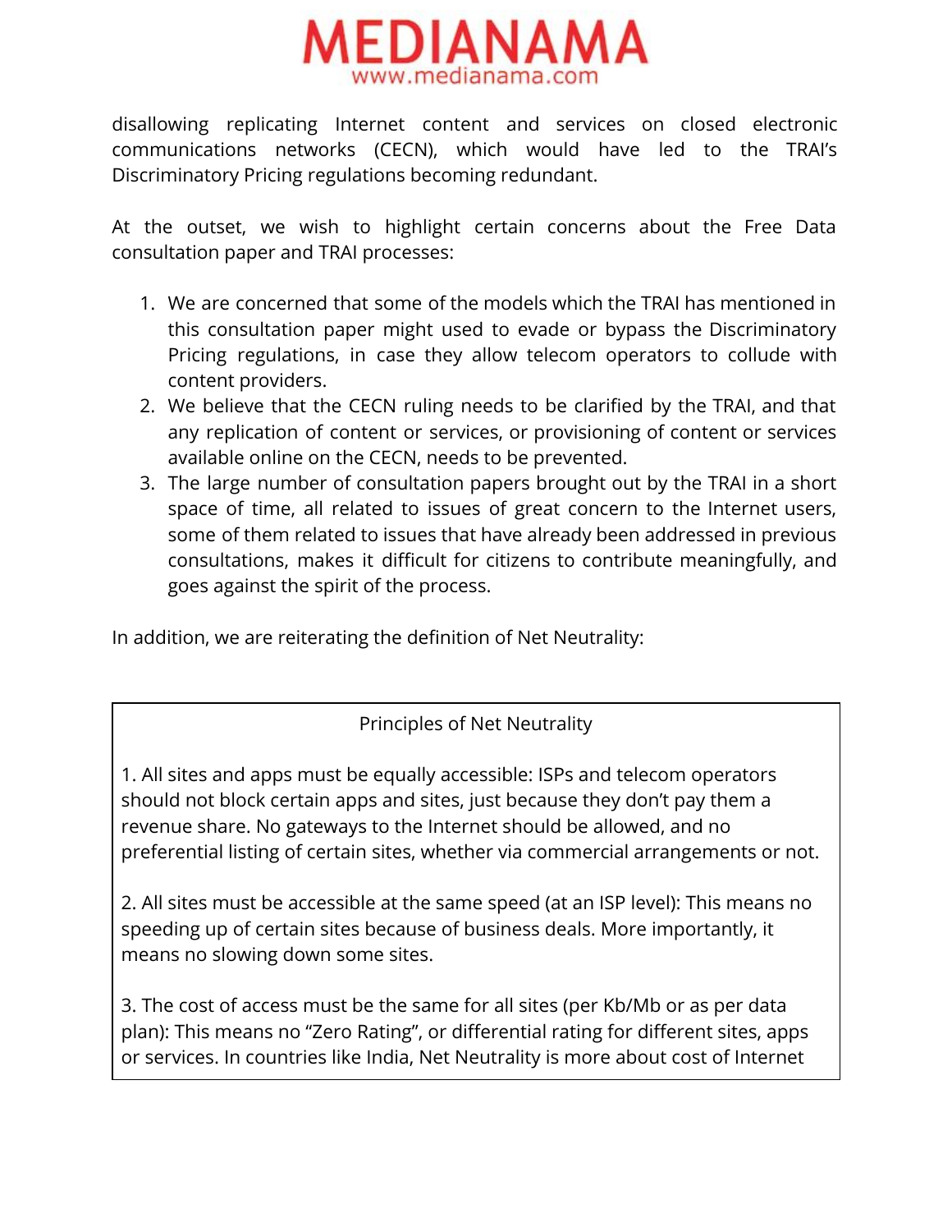disallowing replicating Internet content and services on closed electronic communications networks (CECN), which would have led to the TRAI's Discriminatory Pricing regulations becoming redundant.

At the outset, we wish to highlight certain concerns about the Free Data consultation paper and TRAI processes:

1. We are concerned that some of the models which the TRAI has mentioned in this consultation paper might used to evade or bypass the Discriminatory Pricing regulations, in case they allow telecom operators to collude with content providers.
2. We believe that the CECN ruling needs to be clarified by the TRAI, and that any replication of content or services, or provisioning of content or services available online on the CECN, needs to be prevented.
3. The large number of consultation papers brought out by the TRAI in a short space of time, all related to issues of great concern to the Internet users, some of them related to issues that have already been addressed in previous consultations, makes it difficult for citizens to contribute meaningfully, and goes against the spirit of the process.

In addition, we are reiterating the definition of Net Neutrality:

Principles of Net Neutrality

1. All sites and apps must be equally accessible: ISPs and telecom operators should not block certain apps and sites, just because they don't pay them a revenue share. No gateways to the Internet should be allowed, and no preferential listing of certain sites, whether via commercial arrangements or not.

2. All sites must be accessible at the same speed (at an ISP level): This means no speeding up of certain sites because of business deals. More importantly, it means no slowing down some sites.

3. The cost of access must be the same for all sites (per Kb/Mb or as per data plan): This means no "Zero Rating", or differential rating for different sites, apps or services. In countries like India, Net Neutrality is more about cost of Internet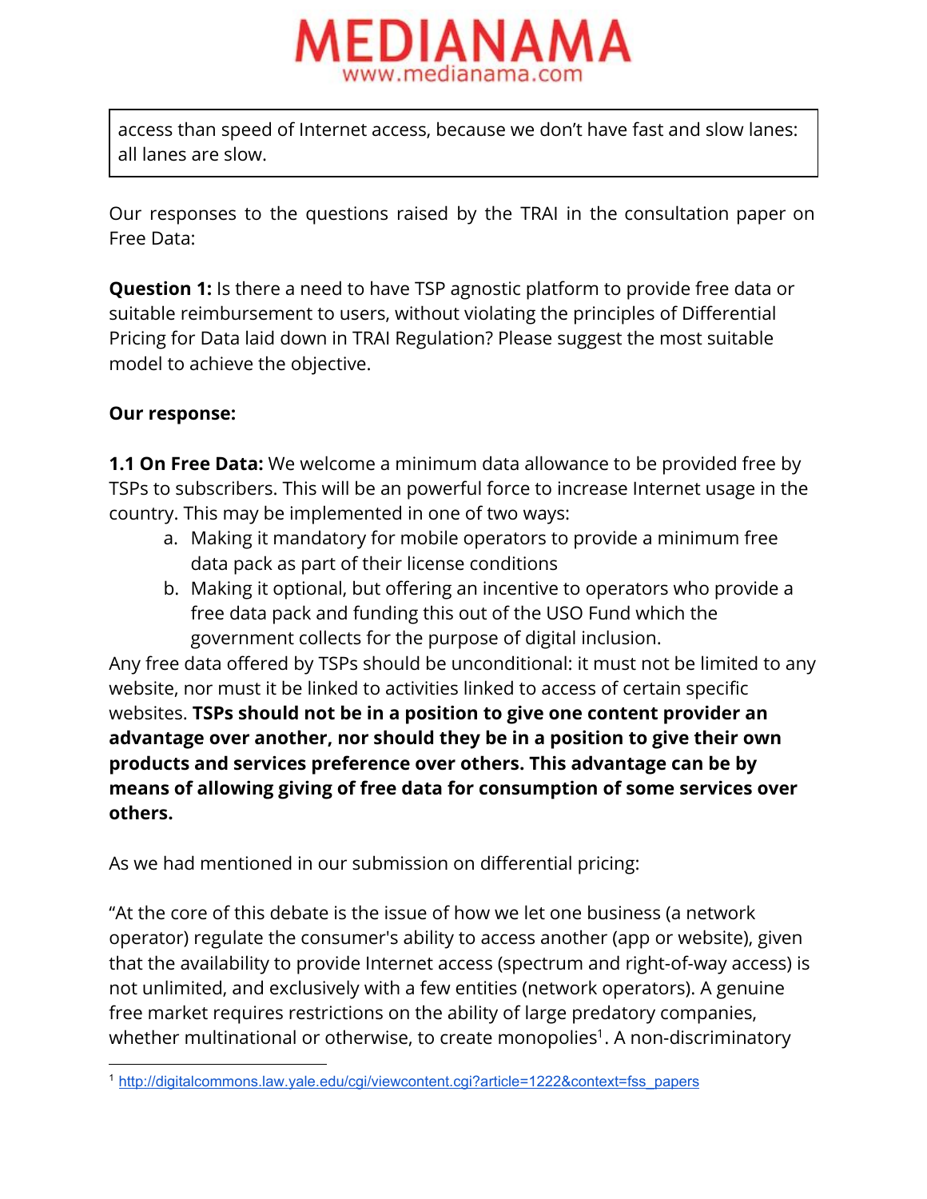access than speed of Internet access, because we don't have fast and slow lanes: all lanes are slow.

Our responses to the questions raised by the TRAI in the consultation paper on Free Data:

**Question 1:** Is there a need to have TSP agnostic platform to provide free data or suitable reimbursement to users, without violating the principles of Differential Pricing for Data laid down in TRAI Regulation? Please suggest the most suitable model to achieve the objective.

**Our response:**

**1.1 On Free Data:** We welcome a minimum data allowance to be provided free by TSPs to subscribers. This will be an powerful force to increase Internet usage in the country. This may be implemented in one of two ways:

a. Making it mandatory for mobile operators to provide a minimum free data pack as part of their license conditions
b. Making it optional, but offering an incentive to operators who provide a free data pack and funding this out of the USO Fund which the government collects for the purpose of digital inclusion.

Any free data offered by TSPs should be unconditional: it must not be limited to any website, nor must it be linked to activities linked to access of certain specific websites. **TSPs should not be in a position to give one content provider an advantage over another, nor should they be in a position to give their own products and services preference over others. This advantage can be by means of allowing giving of free data for consumption of some services over others.**

As we had mentioned in our submission on differential pricing:

"At the core of this debate is the issue of how we let one business (a network operator) regulate the consumer's ability to access another (app or website), given that the availability to provide Internet access (spectrum and right-of-way access) is not unlimited, and exclusively with a few entities (network operators). A genuine free market requires restrictions on the ability of large predatory companies, whether multinational or otherwise, to create monopolies[1]. A non-discriminatory

[1] http://digitalcommons.law.yale.edu/cgi/viewcontent.cgi?article=1222&context=fss_papers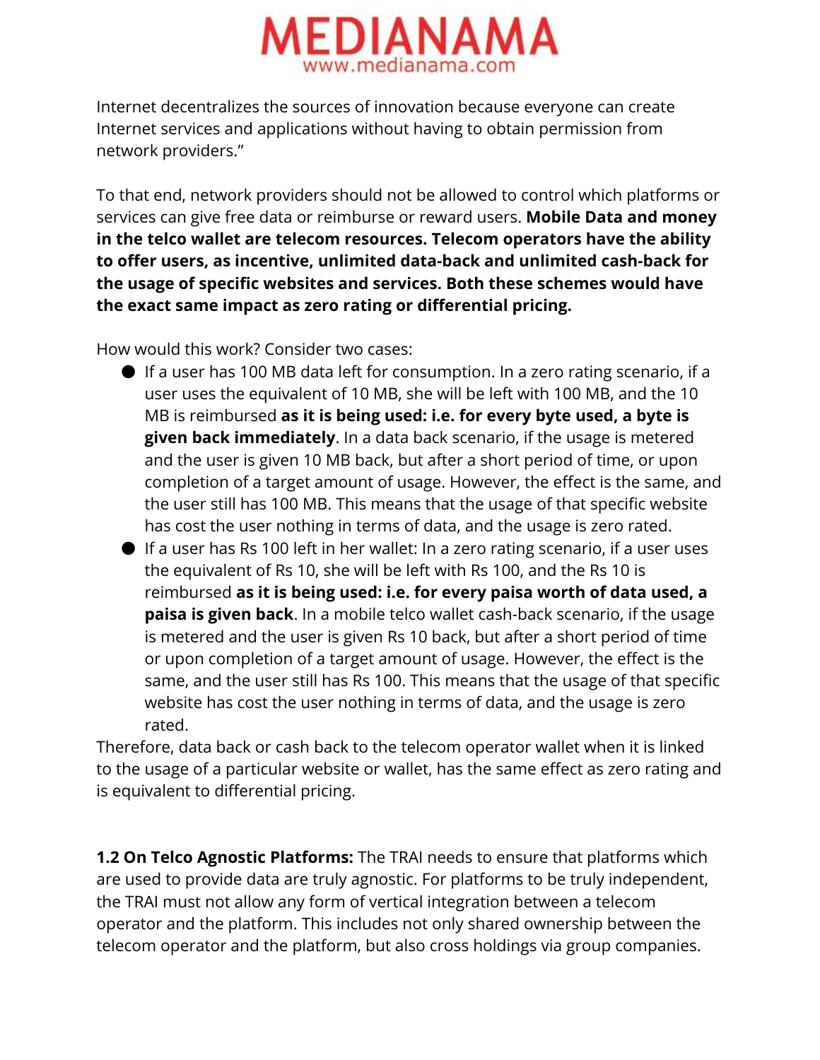Internet decentralizes the sources of innovation because everyone can create Internet services and applications without having to obtain permission from network providers."

To that end, network providers should not be allowed to control which platforms or services can give free data or reimburse or reward users. **Mobile Data and money in the telco wallet are telecom resources. Telecom operators have the ability to offer users, as incentive, unlimited data-back and unlimited cash-back for the usage of specific websites and services. Both these schemes would have the exact same impact as zero rating or differential pricing.**

How would this work? Consider two cases:

- If a user has 100 MB data left for consumption. In a zero rating scenario, if a user uses the equivalent of 10 MB, she will be left with 100 MB, and the 10 MB is reimbursed **as it is being used: i.e. for every byte used, a byte is given back immediately**. In a data back scenario, if the usage is metered and the user is given 10 MB back, but after a short period of time, or upon completion of a target amount of usage. However, the effect is the same, and the user still has 100 MB. This means that the usage of that specific website has cost the user nothing in terms of data, and the usage is zero rated.
- If a user has Rs 100 left in her wallet: In a zero rating scenario, if a user uses the equivalent of Rs 10, she will be left with Rs 100, and the Rs 10 is reimbursed **as it is being used: i.e. for every paisa worth of data used, a paisa is given back**. In a mobile telco wallet cash-back scenario, if the usage is metered and the user is given Rs 10 back, but after a short period of time or upon completion of a target amount of usage. However, the effect is the same, and the user still has Rs 100. This means that the usage of that specific website has cost the user nothing in terms of data, and the usage is zero rated.

Therefore, data back or cash back to the telecom operator wallet when it is linked to the usage of a particular website or wallet, has the same effect as zero rating and is equivalent to differential pricing.

**1.2 On Telco Agnostic Platforms:** The TRAI needs to ensure that platforms which are used to provide data are truly agnostic. For platforms to be truly independent, the TRAI must not allow any form of vertical integration between a telecom operator and the platform. This includes not only shared ownership between the telecom operator and the platform, but also cross holdings via group companies.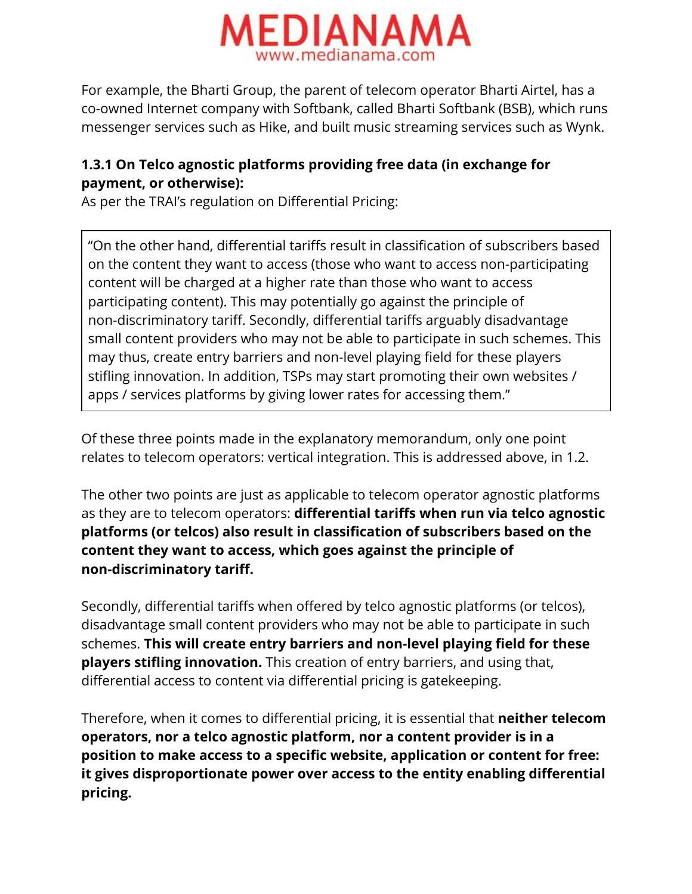For example, the Bharti Group, the parent of telecom operator Bharti Airtel, has a co-owned Internet company with Softbank, called Bharti Softbank (BSB), which runs messenger services such as Hike, and built music streaming services such as Wynk.

### 1.3.1 On Telco agnostic platforms providing free data (in exchange for payment, or otherwise):

As per the TRAI's regulation on Differential Pricing:

> "On the other hand, differential tariffs result in classification of subscribers based on the content they want to access (those who want to access non-participating content will be charged at a higher rate than those who want to access participating content). This may potentially go against the principle of non-discriminatory tariff. Secondly, differential tariffs arguably disadvantage small content providers who may not be able to participate in such schemes. This may thus, create entry barriers and non-level playing field for these players stifling innovation. In addition, TSPs may start promoting their own websites / apps / services platforms by giving lower rates for accessing them."

Of these three points made in the explanatory memorandum, only one point relates to telecom operators: vertical integration. This is addressed above, in 1.2.

The other two points are just as applicable to telecom operator agnostic platforms as they are to telecom operators: **differential tariffs when run via telco agnostic platforms (or telcos) also result in classification of subscribers based on the content they want to access, which goes against the principle of non-discriminatory tariff.**

Secondly, differential tariffs when offered by telco agnostic platforms (or telcos), disadvantage small content providers who may not be able to participate in such schemes. **This will create entry barriers and non-level playing field for these players stifling innovation.** This creation of entry barriers, and using that, differential access to content via differential pricing is gatekeeping.

Therefore, when it comes to differential pricing, it is essential that **neither telecom operators, nor a telco agnostic platform, nor a content provider is in a position to make access to a specific website, application or content for free: it gives disproportionate power over access to the entity enabling differential pricing.**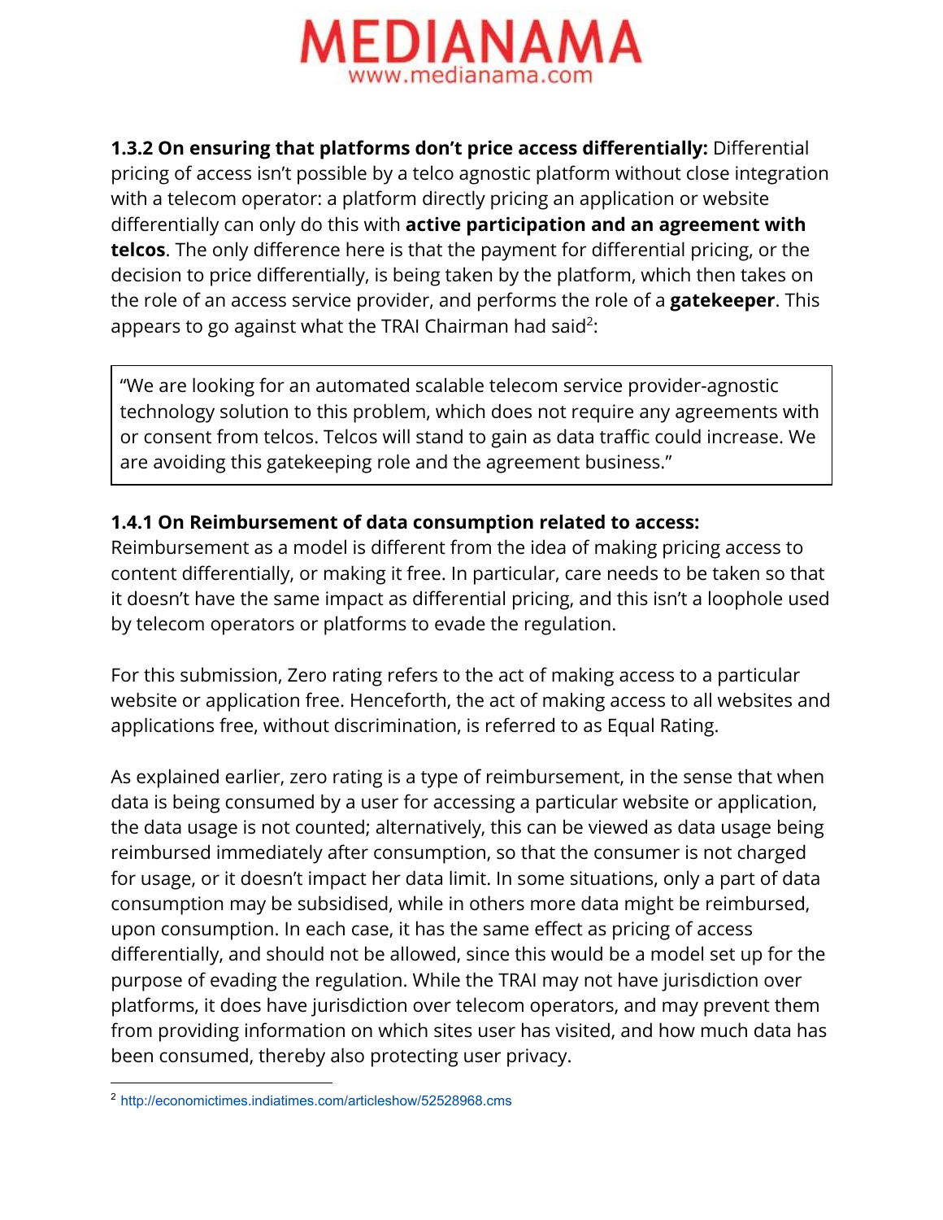**1.3.2 On ensuring that platforms don't price access differentially:** Differential pricing of access isn't possible by a telco agnostic platform without close integration with a telecom operator: a platform directly pricing an application or website differentially can only do this with **active participation and an agreement with telcos**. The only difference here is that the payment for differential pricing, or the decision to price differentially, is being taken by the platform, which then takes on the role of an access service provider, and performs the role of a **gatekeeper**. This appears to go against what the TRAI Chairman had said[2]:

> "We are looking for an automated scalable telecom service provider-agnostic technology solution to this problem, which does not require any agreements with or consent from telcos. Telcos will stand to gain as data traffic could increase. We are avoiding this gatekeeping role and the agreement business."

**1.4.1 On Reimbursement of data consumption related to access:**
Reimbursement as a model is different from the idea of making pricing access to content differentially, or making it free. In particular, care needs to be taken so that it doesn't have the same impact as differential pricing, and this isn't a loophole used by telecom operators or platforms to evade the regulation.

For this submission, Zero rating refers to the act of making access to a particular website or application free. Henceforth, the act of making access to all websites and applications free, without discrimination, is referred to as Equal Rating.

As explained earlier, zero rating is a type of reimbursement, in the sense that when data is being consumed by a user for accessing a particular website or application, the data usage is not counted; alternatively, this can be viewed as data usage being reimbursed immediately after consumption, so that the consumer is not charged for usage, or it doesn't impact her data limit. In some situations, only a part of data consumption may be subsidised, while in others more data might be reimbursed, upon consumption. In each case, it has the same effect as pricing of access differentially, and should not be allowed, since this would be a model set up for the purpose of evading the regulation. While the TRAI may not have jurisdiction over platforms, it does have jurisdiction over telecom operators, and may prevent them from providing information on which sites user has visited, and how much data has been consumed, thereby also protecting user privacy.

---

[2] http://economictimes.indiatimes.com/articleshow/52528968.cms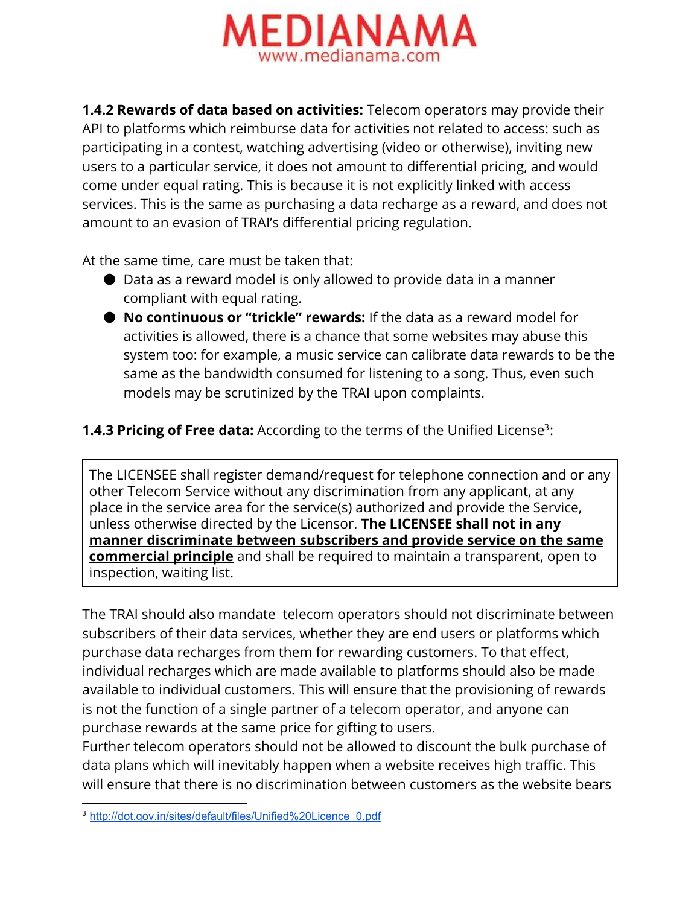**1.4.2 Rewards of data based on activities:** Telecom operators may provide their API to platforms which reimburse data for activities not related to access: such as participating in a contest, watching advertising (video or otherwise), inviting new users to a particular service, it does not amount to differential pricing, and would come under equal rating. This is because it is not explicitly linked with access services. This is the same as purchasing a data recharge as a reward, and does not amount to an evasion of TRAI's differential pricing regulation.

At the same time, care must be taken that:

- Data as a reward model is only allowed to provide data in a manner compliant with equal rating.
- **No continuous or "trickle" rewards:** If the data as a reward model for activities is allowed, there is a chance that some websites may abuse this system too: for example, a music service can calibrate data rewards to be the same as the bandwidth consumed for listening to a song. Thus, even such models may be scrutinized by the TRAI upon complaints.

**1.4.3 Pricing of Free data:** According to the terms of the Unified License[3]:

> The LICENSEE shall register demand/request for telephone connection and or any other Telecom Service without any discrimination from any applicant, at any place in the service area for the service(s) authorized and provide the Service, unless otherwise directed by the Licensor. **The LICENSEE shall not in any manner discriminate between subscribers and provide service on the same commercial principle** and shall be required to maintain a transparent, open to inspection, waiting list.

The TRAI should also mandate telecom operators should not discriminate between subscribers of their data services, whether they are end users or platforms which purchase data recharges from them for rewarding customers. To that effect, individual recharges which are made available to platforms should also be made available to individual customers. This will ensure that the provisioning of rewards is not the function of a single partner of a telecom operator, and anyone can purchase rewards at the same price for gifting to users.
Further telecom operators should not be allowed to discount the bulk purchase of data plans which will inevitably happen when a website receives high traffic. This will ensure that there is no discrimination between customers as the website bears

---

[3] http://dot.gov.in/sites/default/files/Unified%20Licence_0.pdf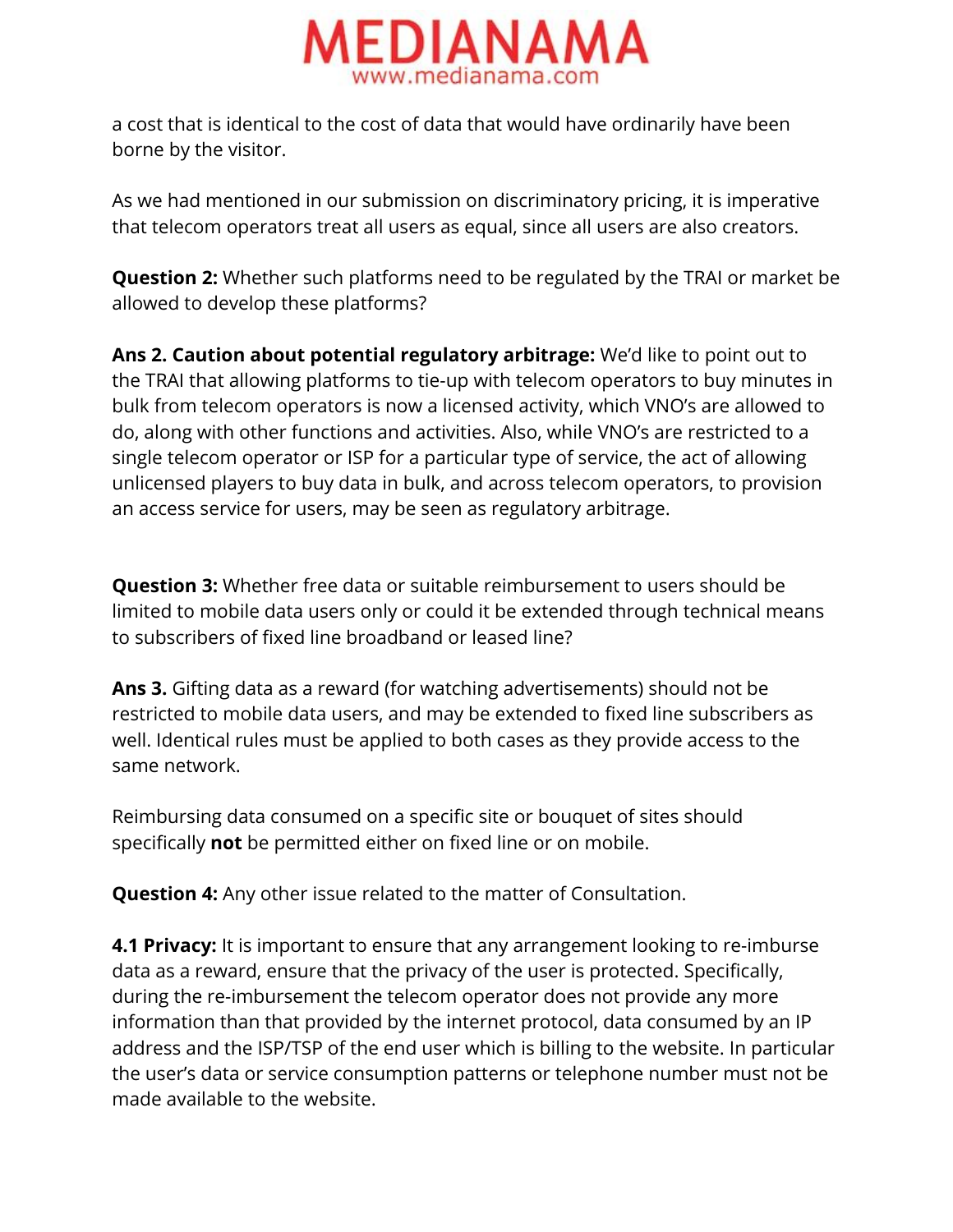a cost that is identical to the cost of data that would ordinarily have been borne by the visitor.

As we had mentioned in our submission on discriminatory pricing, it is imperative that telecom operators treat all users as equal, since all users are also creators.

**Question 2:** Whether such platforms need to be regulated by the TRAI or market be allowed to develop these platforms?

**Ans 2. Caution about potential regulatory arbitrage:** We'd like to point out to the TRAI that allowing platforms to tie-up with telecom operators to buy minutes in bulk from telecom operators is now a licensed activity, which VNO's are allowed to do, along with other functions and activities. Also, while VNO's are restricted to a single telecom operator or ISP for a particular type of service, the act of allowing unlicensed players to buy data in bulk, and across telecom operators, to provision an access service for users, may be seen as regulatory arbitrage.

**Question 3:** Whether free data or suitable reimbursement to users should be limited to mobile data users only or could it be extended through technical means to subscribers of fixed line broadband or leased line?

**Ans 3.** Gifting data as a reward (for watching advertisements) should not be restricted to mobile data users, and may be extended to fixed line subscribers as well. Identical rules must be applied to both cases as they provide access to the same network.

Reimbursing data consumed on a specific site or bouquet of sites should specifically **not** be permitted either on fixed line or on mobile.

**Question 4:** Any other issue related to the matter of Consultation.

**4.1 Privacy:** It is important to ensure that any arrangement looking to re-imburse data as a reward, ensure that the privacy of the user is protected. Specifically, during the re-imbursement the telecom operator does not provide any more information than that provided by the internet protocol, data consumed by an IP address and the ISP/TSP of the end user which is billing to the website. In particular the user's data or service consumption patterns or telephone number must not be made available to the website.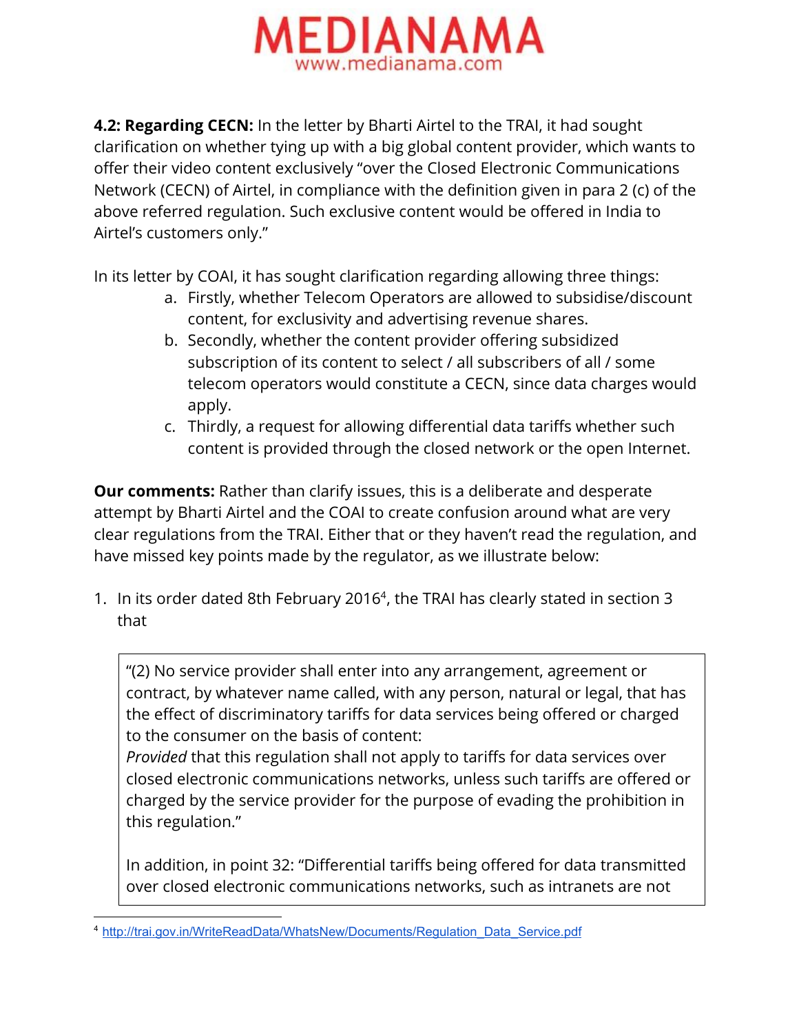**4.2: Regarding CECN:** In the letter by Bharti Airtel to the TRAI, it had sought clarification on whether tying up with a big global content provider, which wants to offer their video content exclusively "over the Closed Electronic Communications Network (CECN) of Airtel, in compliance with the definition given in para 2 (c) of the above referred regulation. Such exclusive content would be offered in India to Airtel's customers only."

In its letter by COAI, it has sought clarification regarding allowing three things:

a. Firstly, whether Telecom Operators are allowed to subsidise/discount content, for exclusivity and advertising revenue shares.
b. Secondly, whether the content provider offering subsidized subscription of its content to select / all subscribers of all / some telecom operators would constitute a CECN, since data charges would apply.
c. Thirdly, a request for allowing differential data tariffs whether such content is provided through the closed network or the open Internet.

**Our comments:** Rather than clarify issues, this is a deliberate and desperate attempt by Bharti Airtel and the COAI to create confusion around what are very clear regulations from the TRAI. Either that or they haven't read the regulation, and have missed key points made by the regulator, as we illustrate below:

1. In its order dated 8th February 2016[4], the TRAI has clearly stated in section 3 that

> "(2) No service provider shall enter into any arrangement, agreement or contract, by whatever name called, with any person, natural or legal, that has the effect of discriminatory tariffs for data services being offered or charged to the consumer on the basis of content:
> *Provided* that this regulation shall not apply to tariffs for data services over closed electronic communications networks, unless such tariffs are offered or charged by the service provider for the purpose of evading the prohibition in this regulation."
>
> In addition, in point 32: "Differential tariffs being offered for data transmitted over closed electronic communications networks, such as intranets are not

[4] http://trai.gov.in/WriteReadData/WhatsNew/Documents/Regulation_Data_Service.pdf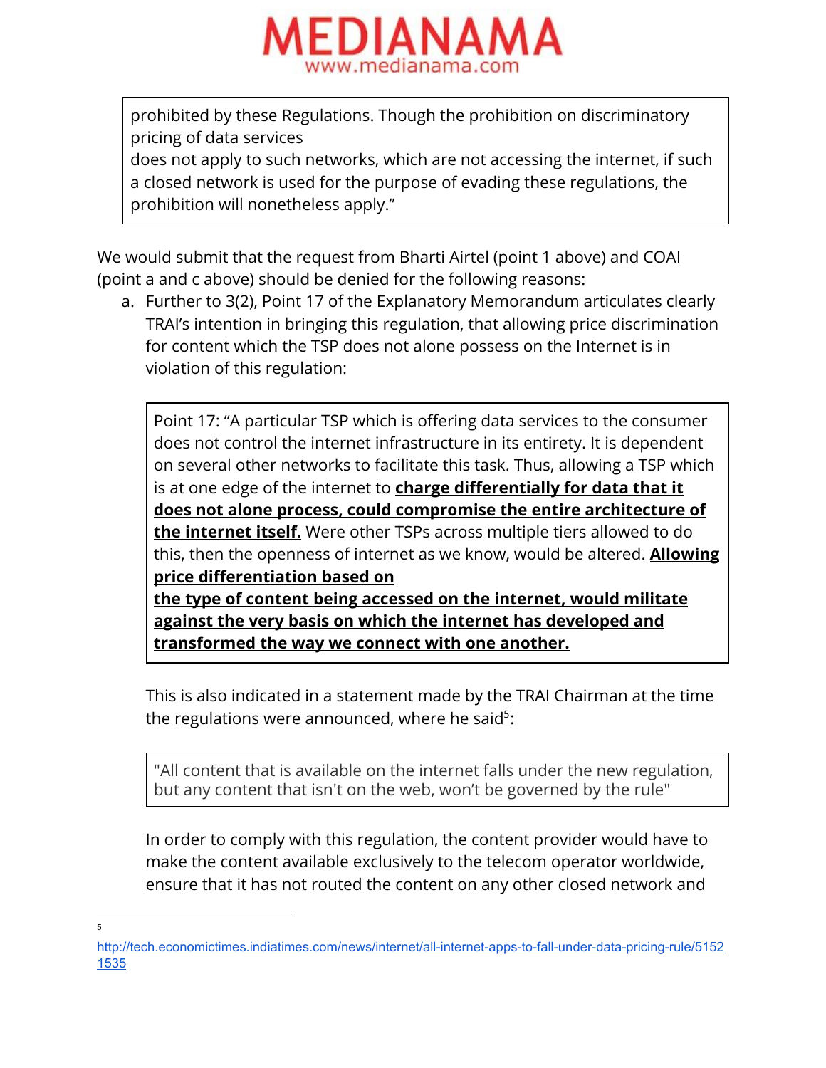> prohibited by these Regulations. Though the prohibition on discriminatory pricing of data services
> does not apply to such networks, which are not accessing the internet, if such a closed network is used for the purpose of evading these regulations, the prohibition will nonetheless apply."

We would submit that the request from Bharti Airtel (point 1 above) and COAI (point a and c above) should be denied for the following reasons:

a. Further to 3(2), Point 17 of the Explanatory Memorandum articulates clearly TRAI's intention in bringing this regulation, that allowing price discrimination for content which the TSP does not alone possess on the Internet is in violation of this regulation:

   > Point 17: "A particular TSP which is offering data services to the consumer does not control the internet infrastructure in its entirety. It is dependent on several other networks to facilitate this task. Thus, allowing a TSP which is at one edge of the internet to **charge differentially for data that it does not alone process, could compromise the entire architecture of the internet itself.** Were other TSPs across multiple tiers allowed to do this, then the openness of internet as we know, would be altered. **Allowing price differentiation based on the type of content being accessed on the internet, would militate against the very basis on which the internet has developed and transformed the way we connect with one another.**

   This is also indicated in a statement made by the TRAI Chairman at the time the regulations were announced, where he said[5]:

   > "All content that is available on the internet falls under the new regulation, but any content that isn't on the web, won't be governed by the rule"

   In order to comply with this regulation, the content provider would have to make the content available exclusively to the telecom operator worldwide, ensure that it has not routed the content on any other closed network and

---

[5] http://tech.economictimes.indiatimes.com/news/internet/all-internet-apps-to-fall-under-data-pricing-rule/51521535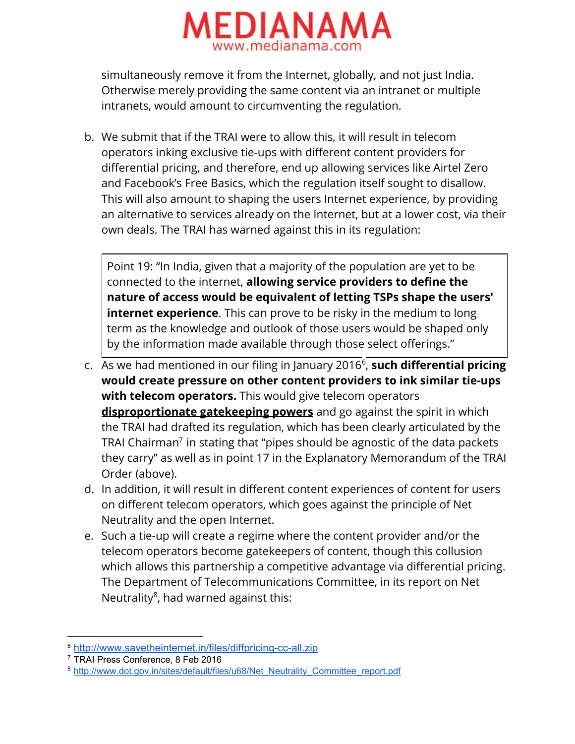simultaneously remove it from the Internet, globally, and not just India. Otherwise merely providing the same content via an intranet or multiple intranets, would amount to circumventing the regulation.

b. We submit that if the TRAI were to allow this, it will result in telecom operators inking exclusive tie-ups with different content providers for differential pricing, and therefore, end up allowing services like Airtel Zero and Facebook's Free Basics, which the regulation itself sought to disallow. This will also amount to shaping the users Internet experience, by providing an alternative to services already on the Internet, but at a lower cost, via their own deals. The TRAI has warned against this in its regulation:

> Point 19: "In India, given that a majority of the population are yet to be connected to the internet, **allowing service providers to define the nature of access would be equivalent of letting TSPs shape the users' internet experience**. This can prove to be risky in the medium to long term as the knowledge and outlook of those users would be shaped only by the information made available through those select offerings."

c. As we had mentioned in our filing in January 2016[6], **such differential pricing would create pressure on other content providers to ink similar tie-ups with telecom operators.** This would give telecom operators **<u>disproportionate gatekeeping powers</u>** and go against the spirit in which the TRAI had drafted its regulation, which has been clearly articulated by the TRAI Chairman[7] in stating that "pipes should be agnostic of the data packets they carry" as well as in point 17 in the Explanatory Memorandum of the TRAI Order (above).

d. In addition, it will result in different content experiences of content for users on different telecom operators, which goes against the principle of Net Neutrality and the open Internet.

e. Such a tie-up will create a regime where the content provider and/or the telecom operators become gatekeepers of content, though this collusion which allows this partnership a competitive advantage via differential pricing. The Department of Telecommunications Committee, in its report on Net Neutrality[8], had warned against this:

---

[6] http://www.savetheinternet.in/files/diffpricing-cc-all.zip

[7] TRAI Press Conference, 8 Feb 2016

[8] http://www.dot.gov.in/sites/default/files/u68/Net_Neutrality_Committee_report.pdf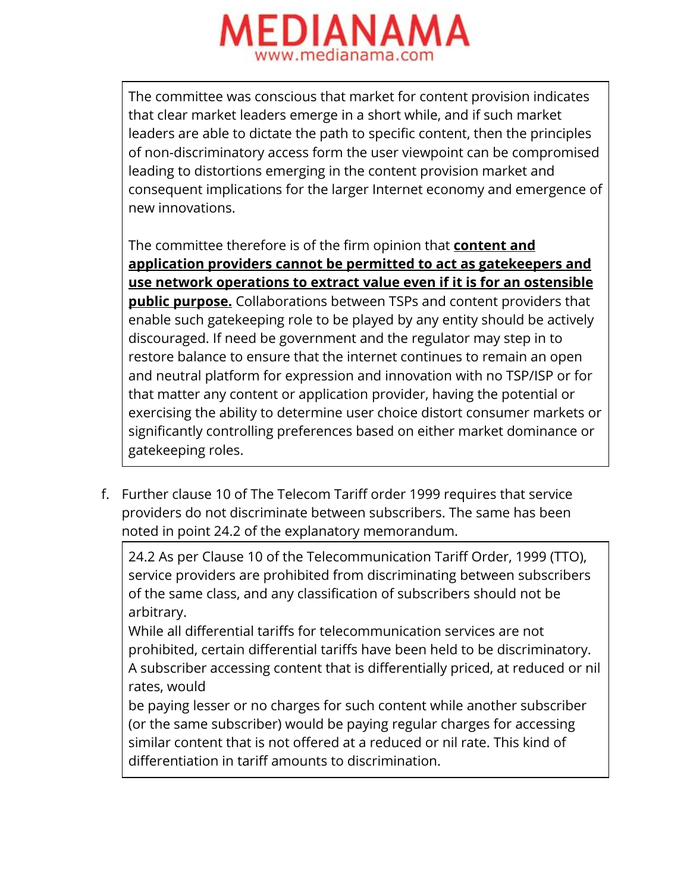> The committee was conscious that market for content provision indicates that clear market leaders emerge in a short while, and if such market leaders are able to dictate the path to specific content, then the principles of non-discriminatory access form the user viewpoint can be compromised leading to distortions emerging in the content provision market and consequent implications for the larger Internet economy and emergence of new innovations.
>
> The committee therefore is of the firm opinion that **<u>content and application providers cannot be permitted to act as gatekeepers and use network operations to extract value even if it is for an ostensible public purpose.</u>** Collaborations between TSPs and content providers that enable such gatekeeping role to be played by any entity should be actively discouraged. If need be government and the regulator may step in to restore balance to ensure that the internet continues to remain an open and neutral platform for expression and innovation with no TSP/ISP or for that matter any content or application provider, having the potential or exercising the ability to determine user choice distort consumer markets or significantly controlling preferences based on either market dominance or gatekeeping roles.

f. Further clause 10 of The Telecom Tariff order 1999 requires that service providers do not discriminate between subscribers. The same has been noted in point 24.2 of the explanatory memorandum.

> 24.2 As per Clause 10 of the Telecommunication Tariff Order, 1999 (TTO), service providers are prohibited from discriminating between subscribers of the same class, and any classification of subscribers should not be arbitrary.
>
> While all differential tariffs for telecommunication services are not prohibited, certain differential tariffs have been held to be discriminatory. A subscriber accessing content that is differentially priced, at reduced or nil rates, would be paying lesser or no charges for such content while another subscriber (or the same subscriber) would be paying regular charges for accessing similar content that is not offered at a reduced or nil rate. This kind of differentiation in tariff amounts to discrimination.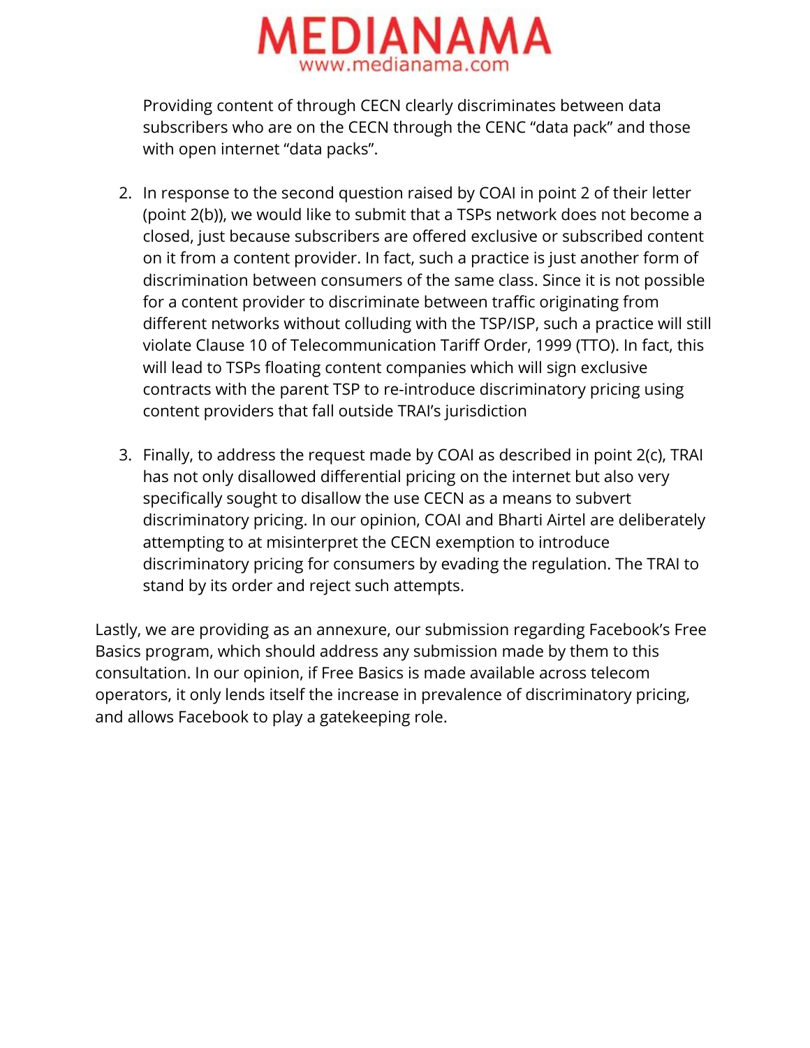Providing content of through CECN clearly discriminates between data subscribers who are on the CECN through the CENC "data pack" and those with open internet "data packs".

2. In response to the second question raised by COAI in point 2 of their letter (point 2(b)), we would like to submit that a TSPs network does not become a closed, just because subscribers are offered exclusive or subscribed content on it from a content provider. In fact, such a practice is just another form of discrimination between consumers of the same class. Since it is not possible for a content provider to discriminate between traffic originating from different networks without colluding with the TSP/ISP, such a practice will still violate Clause 10 of Telecommunication Tariff Order, 1999 (TTO). In fact, this will lead to TSPs floating content companies which will sign exclusive contracts with the parent TSP to re-introduce discriminatory pricing using content providers that fall outside TRAI's jurisdiction

3. Finally, to address the request made by COAI as described in point 2(c), TRAI has not only disallowed differential pricing on the internet but also very specifically sought to disallow the use CECN as a means to subvert discriminatory pricing. In our opinion, COAI and Bharti Airtel are deliberately attempting to at misinterpret the CECN exemption to introduce discriminatory pricing for consumers by evading the regulation. The TRAI to stand by its order and reject such attempts.

Lastly, we are providing as an annexure, our submission regarding Facebook's Free Basics program, which should address any submission made by them to this consultation. In our opinion, if Free Basics is made available across telecom operators, it only lends itself the increase in prevalence of discriminatory pricing, and allows Facebook to play a gatekeeping role.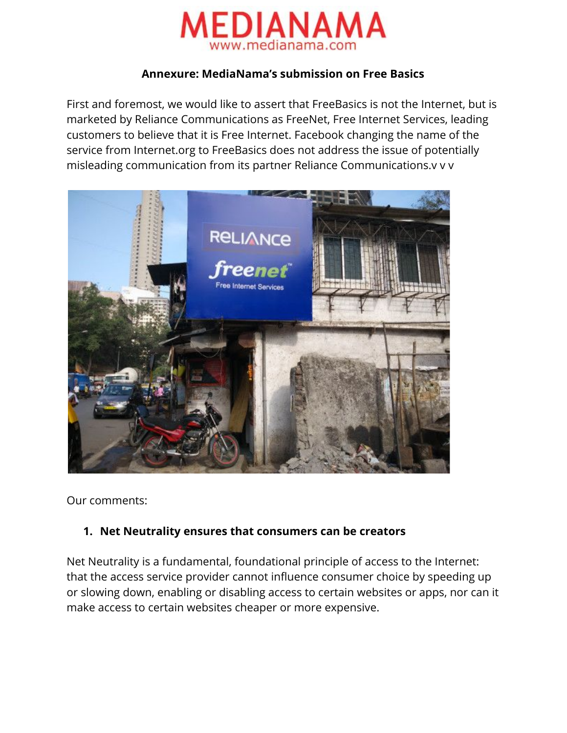**Annexure: MediaNama's submission on Free Basics**

First and foremost, we would like to assert that FreeBasics is not the Internet, but is marketed by Reliance Communications as FreeNet, Free Internet Services, leading customers to believe that it is Free Internet. Facebook changing the name of the service from Internet.org to FreeBasics does not address the issue of potentially misleading communication from its partner Reliance Communications.v v v

Our comments:

1. **Net Neutrality ensures that consumers can be creators**

Net Neutrality is a fundamental, foundational principle of access to the Internet: that the access service provider cannot influence consumer choice by speeding up or slowing down, enabling or disabling access to certain websites or apps, nor can it make access to certain websites cheaper or more expensive.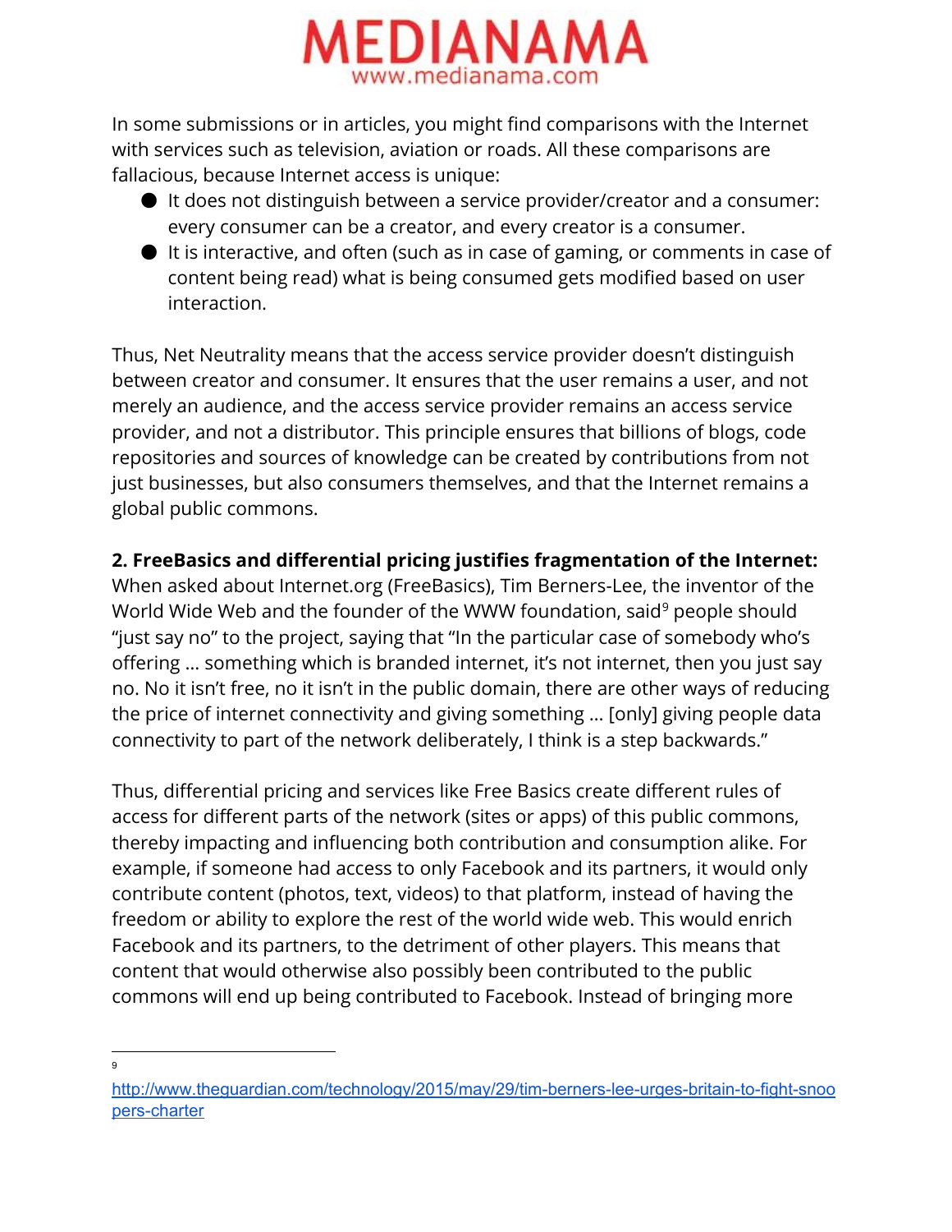In some submissions or in articles, you might find comparisons with the Internet with services such as television, aviation or roads. All these comparisons are fallacious, because Internet access is unique:

- It does not distinguish between a service provider/creator and a consumer: every consumer can be a creator, and every creator is a consumer.
- It is interactive, and often (such as in case of gaming, or comments in case of content being read) what is being consumed gets modified based on user interaction.

Thus, Net Neutrality means that the access service provider doesn't distinguish between creator and consumer. It ensures that the user remains a user, and not merely an audience, and the access service provider remains an access service provider, and not a distributor. This principle ensures that billions of blogs, code repositories and sources of knowledge can be created by contributions from not just businesses, but also consumers themselves, and that the Internet remains a global public commons.

**2. FreeBasics and differential pricing justifies fragmentation of the Internet:** When asked about Internet.org (FreeBasics), Tim Berners-Lee, the inventor of the World Wide Web and the founder of the WWW foundation, said[9] people should "just say no" to the project, saying that "In the particular case of somebody who's offering … something which is branded internet, it's not internet, then you just say no. No it isn't free, no it isn't in the public domain, there are other ways of reducing the price of internet connectivity and giving something … [only] giving people data connectivity to part of the network deliberately, I think is a step backwards."

Thus, differential pricing and services like Free Basics create different rules of access for different parts of the network (sites or apps) of this public commons, thereby impacting and influencing both contribution and consumption alike. For example, if someone had access to only Facebook and its partners, it would only contribute content (photos, text, videos) to that platform, instead of having the freedom or ability to explore the rest of the world wide web. This would enrich Facebook and its partners, to the detriment of other players. This means that content that would otherwise also possibly been contributed to the public commons will end up being contributed to Facebook. Instead of bringing more

---

[9] http://www.theguardian.com/technology/2015/may/29/tim-berners-lee-urges-britain-to-fight-snoopers-charter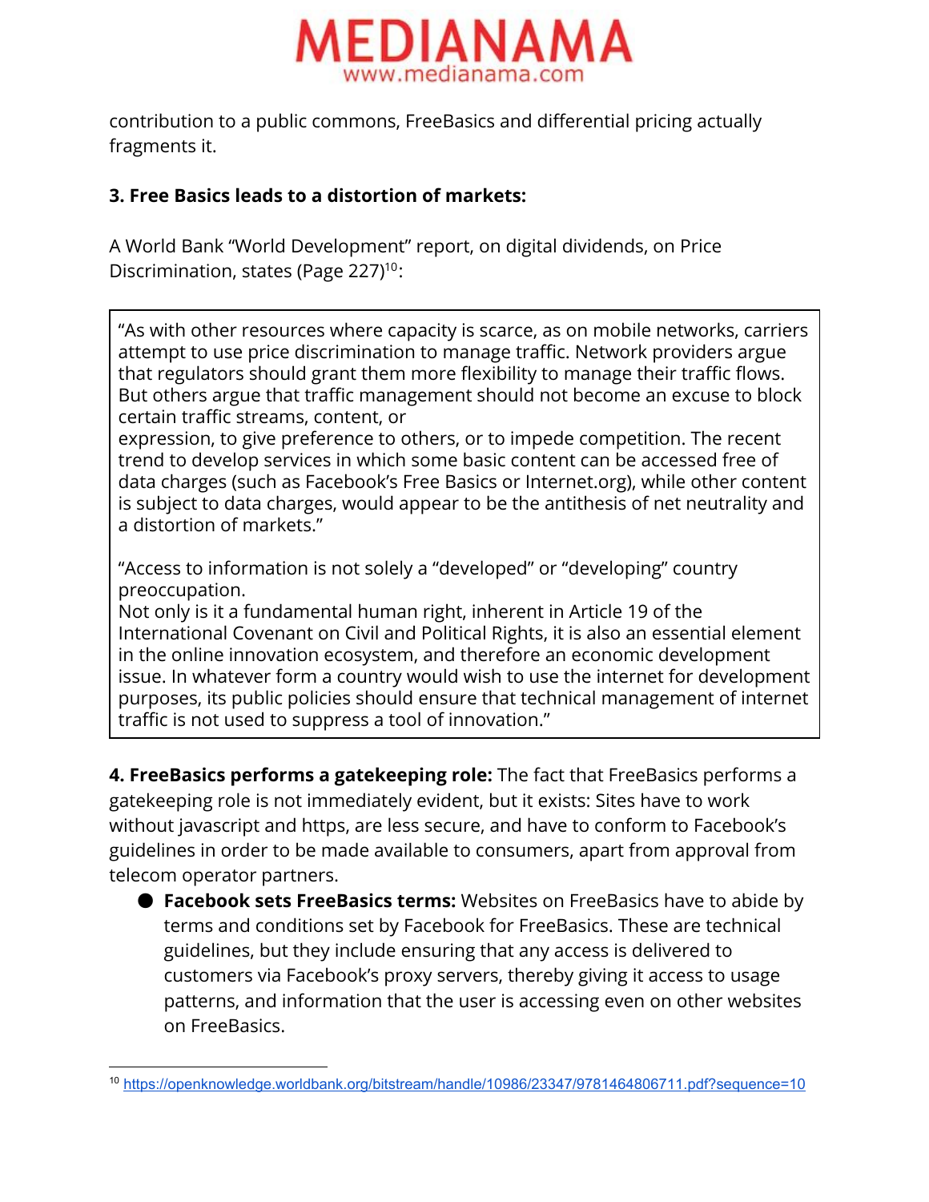contribution to a public commons, FreeBasics and differential pricing actually fragments it.

**3. Free Basics leads to a distortion of markets:**

A World Bank "World Development" report, on digital dividends, on Price Discrimination, states (Page 227)[10]:

> "As with other resources where capacity is scarce, as on mobile networks, carriers attempt to use price discrimination to manage traffic. Network providers argue that regulators should grant them more flexibility to manage their traffic flows. But others argue that traffic management should not become an excuse to block certain traffic streams, content, or expression, to give preference to others, or to impede competition. The recent trend to develop services in which some basic content can be accessed free of data charges (such as Facebook's Free Basics or Internet.org), while other content is subject to data charges, would appear to be the antithesis of net neutrality and a distortion of markets."
>
> "Access to information is not solely a "developed" or "developing" country preoccupation.
> Not only is it a fundamental human right, inherent in Article 19 of the International Covenant on Civil and Political Rights, it is also an essential element in the online innovation ecosystem, and therefore an economic development issue. In whatever form a country would wish to use the internet for development purposes, its public policies should ensure that technical management of internet traffic is not used to suppress a tool of innovation."

**4. FreeBasics performs a gatekeeping role:** The fact that FreeBasics performs a gatekeeping role is not immediately evident, but it exists: Sites have to work without javascript and https, are less secure, and have to conform to Facebook's guidelines in order to be made available to consumers, apart from approval from telecom operator partners.

- **Facebook sets FreeBasics terms:** Websites on FreeBasics have to abide by terms and conditions set by Facebook for FreeBasics. These are technical guidelines, but they include ensuring that any access is delivered to customers via Facebook's proxy servers, thereby giving it access to usage patterns, and information that the user is accessing even on other websites on FreeBasics.

---

[10] https://openknowledge.worldbank.org/bitstream/handle/10986/23347/9781464806711.pdf?sequence=10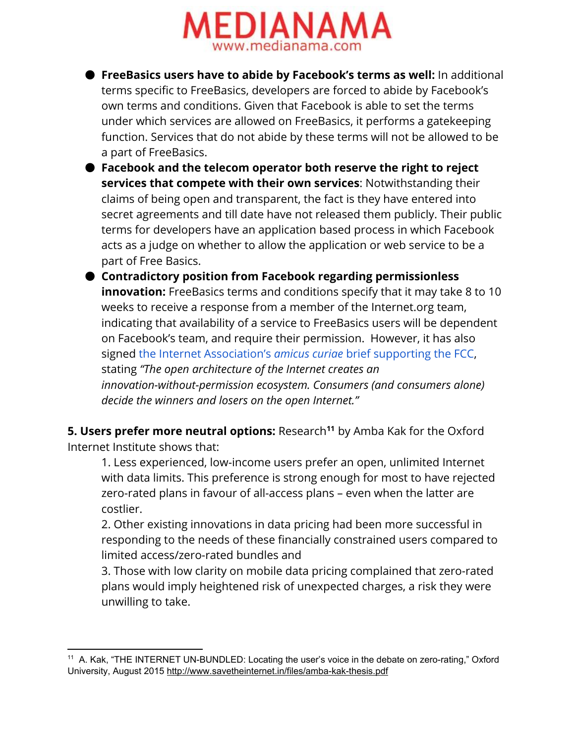- **FreeBasics users have to abide by Facebook's terms as well:** In additional terms specific to FreeBasics, developers are forced to abide by Facebook's own terms and conditions. Given that Facebook is able to set the terms under which services are allowed on FreeBasics, it performs a gatekeeping function. Services that do not abide by these terms will not be allowed to be a part of FreeBasics.
- **Facebook and the telecom operator both reserve the right to reject services that compete with their own services**: Notwithstanding their claims of being open and transparent, the fact is they have entered into secret agreements and till date have not released them publicly. Their public terms for developers have an application based process in which Facebook acts as a judge on whether to allow the application or web service to be a part of Free Basics.
- **Contradictory position from Facebook regarding permissionless innovation:** FreeBasics terms and conditions specify that it may take 8 to 10 weeks to receive a response from a member of the Internet.org team, indicating that availability of a service to FreeBasics users will be dependent on Facebook's team, and require their permission. However, it has also signed the Internet Association's *amicus curiae* brief supporting the FCC, stating *"The open architecture of the Internet creates an innovation-without-permission ecosystem. Consumers (and consumers alone) decide the winners and losers on the open Internet."*

**5. Users prefer more neutral options:** Research[11] by Amba Kak for the Oxford Internet Institute shows that:

1. Less experienced, low-income users prefer an open, unlimited Internet with data limits. This preference is strong enough for most to have rejected zero-rated plans in favour of all-access plans – even when the latter are costlier.
2. Other existing innovations in data pricing had been more successful in responding to the needs of these financially constrained users compared to limited access/zero-rated bundles and
3. Those with low clarity on mobile data pricing complained that zero-rated plans would imply heightened risk of unexpected charges, a risk they were unwilling to take.

---

[11] A. Kak, "THE INTERNET UN-BUNDLED: Locating the user's voice in the debate on zero-rating," Oxford University, August 2015 http://www.savetheinternet.in/files/amba-kak-thesis.pdf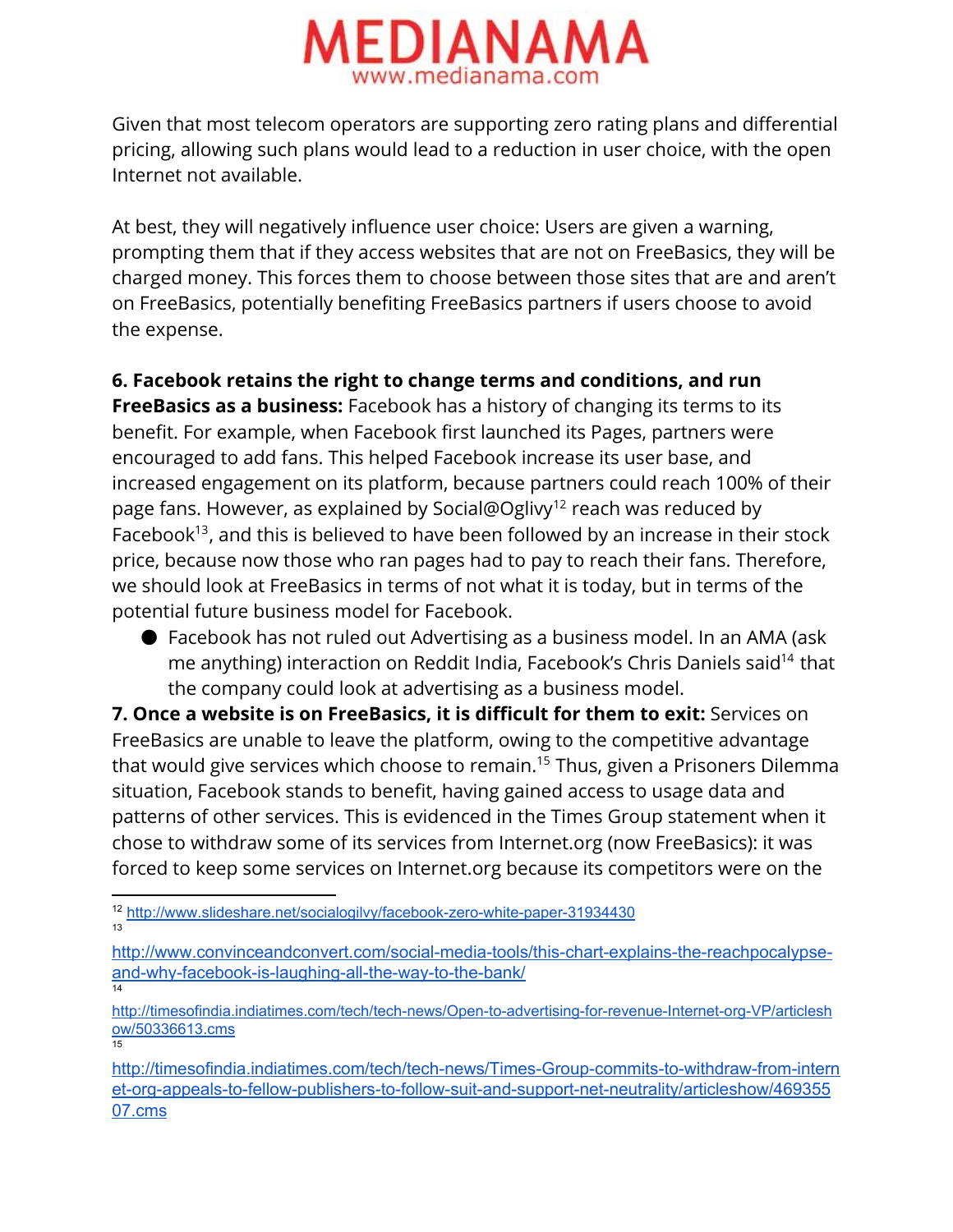Given that most telecom operators are supporting zero rating plans and differential pricing, allowing such plans would lead to a reduction in user choice, with the open Internet not available.

At best, they will negatively influence user choice: Users are given a warning, prompting them that if they access websites that are not on FreeBasics, they will be charged money. This forces them to choose between those sites that are and aren't on FreeBasics, potentially benefiting FreeBasics partners if users choose to avoid the expense.

**6. Facebook retains the right to change terms and conditions, and run FreeBasics as a business:** Facebook has a history of changing its terms to its benefit. For example, when Facebook first launched its Pages, partners were encouraged to add fans. This helped Facebook increase its user base, and increased engagement on its platform, because partners could reach 100% of their page fans. However, as explained by Social@Oglivy[12] reach was reduced by Facebook[13], and this is believed to have been followed by an increase in their stock price, because now those who ran pages had to pay to reach their fans. Therefore, we should look at FreeBasics in terms of not what it is today, but in terms of the potential future business model for Facebook.

- Facebook has not ruled out Advertising as a business model. In an AMA (ask me anything) interaction on Reddit India, Facebook's Chris Daniels said[14] that the company could look at advertising as a business model.

**7. Once a website is on FreeBasics, it is difficult for them to exit:** Services on FreeBasics are unable to leave the platform, owing to the competitive advantage that would give services which choose to remain.[15] Thus, given a Prisoners Dilemma situation, Facebook stands to benefit, having gained access to usage data and patterns of other services. This is evidenced in the Times Group statement when it chose to withdraw some of its services from Internet.org (now FreeBasics): it was forced to keep some services on Internet.org because its competitors were on the

---

[12] http://www.slideshare.net/socialogilvy/facebook-zero-white-paper-31934430

[13] http://www.convinceandconvert.com/social-media-tools/this-chart-explains-the-reachpocalypse-and-why-facebook-is-laughing-all-the-way-to-the-bank/

[14] http://timesofindia.indiatimes.com/tech/tech-news/Open-to-advertising-for-revenue-Internet-org-VP/articleshow/50336613.cms

[15] http://timesofindia.indiatimes.com/tech/tech-news/Times-Group-commits-to-withdraw-from-internet-org-appeals-to-fellow-publishers-to-follow-suit-and-support-net-neutrality/articleshow/46935507.cms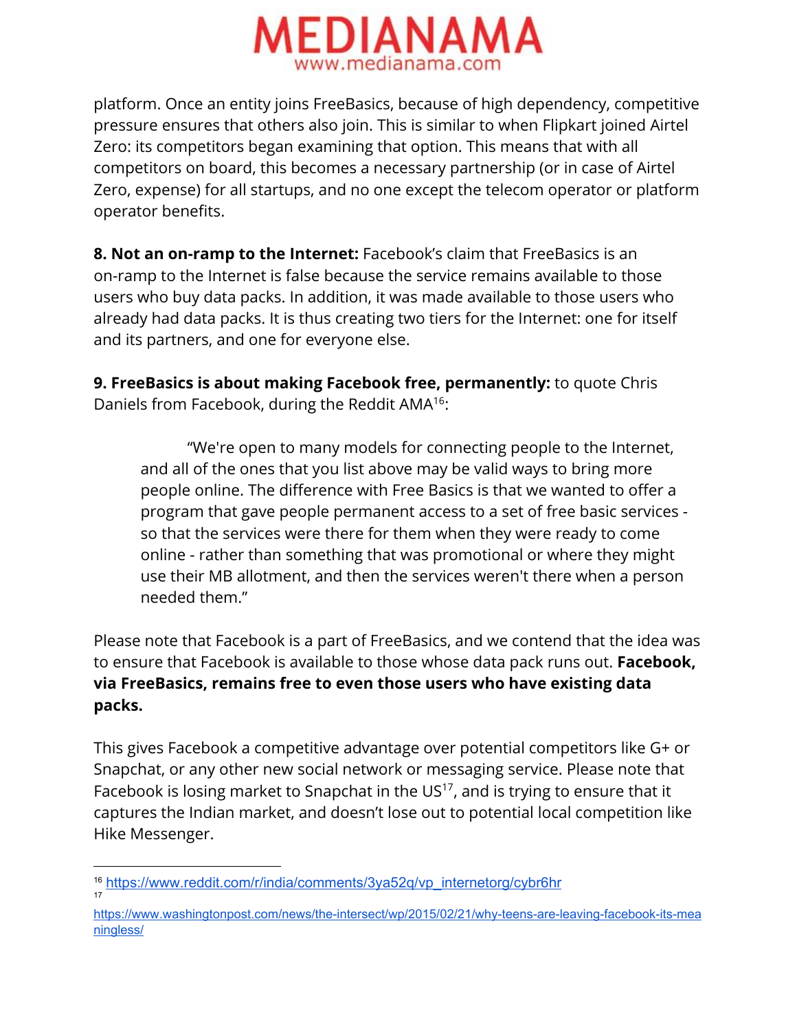platform. Once an entity joins FreeBasics, because of high dependency, competitive pressure ensures that others also join. This is similar to when Flipkart joined Airtel Zero: its competitors began examining that option. This means that with all competitors on board, this becomes a necessary partnership (or in case of Airtel Zero, expense) for all startups, and no one except the telecom operator or platform operator benefits.

**8. Not an on-ramp to the Internet:** Facebook's claim that FreeBasics is an on-ramp to the Internet is false because the service remains available to those users who buy data packs. In addition, it was made available to those users who already had data packs. It is thus creating two tiers for the Internet: one for itself and its partners, and one for everyone else.

**9. FreeBasics is about making Facebook free, permanently:** to quote Chris Daniels from Facebook, during the Reddit AMA[16]:

> "We're open to many models for connecting people to the Internet, and all of the ones that you list above may be valid ways to bring more people online. The difference with Free Basics is that we wanted to offer a program that gave people permanent access to a set of free basic services - so that the services were there for them when they were ready to come online - rather than something that was promotional or where they might use their MB allotment, and then the services weren't there when a person needed them."

Please note that Facebook is a part of FreeBasics, and we contend that the idea was to ensure that Facebook is available to those whose data pack runs out. **Facebook, via FreeBasics, remains free to even those users who have existing data packs.**

This gives Facebook a competitive advantage over potential competitors like G+ or Snapchat, or any other new social network or messaging service. Please note that Facebook is losing market to Snapchat in the US[17], and is trying to ensure that it captures the Indian market, and doesn't lose out to potential local competition like Hike Messenger.

---

[16] https://www.reddit.com/r/india/comments/3ya52q/vp_internetorg/cybr6hr

[17] https://www.washingtonpost.com/news/the-intersect/wp/2015/02/21/why-teens-are-leaving-facebook-its-meaningless/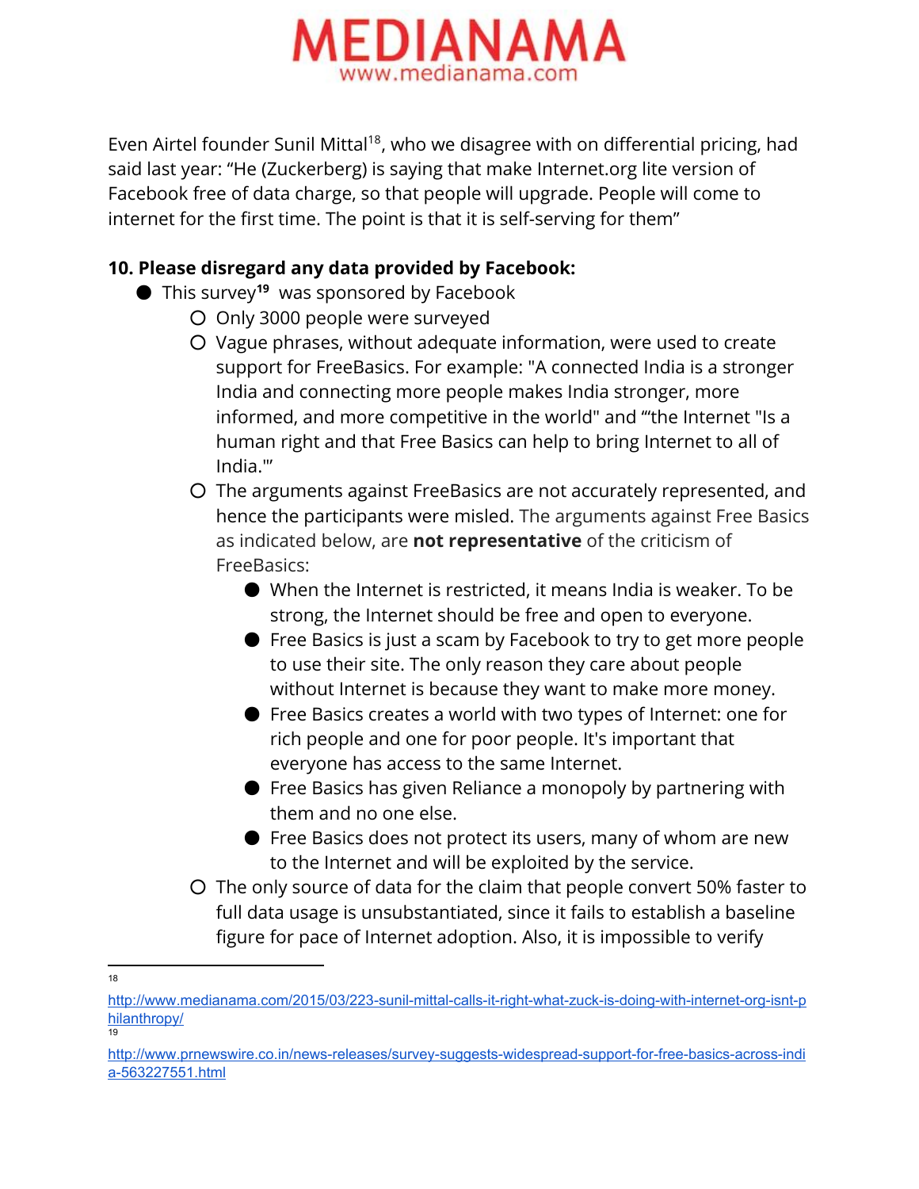Even Airtel founder Sunil Mittal[18], who we disagree with on differential pricing, had said last year: "He (Zuckerberg) is saying that make Internet.org lite version of Facebook free of data charge, so that people will upgrade. People will come to internet for the first time. The point is that it is self-serving for them"

**10. Please disregard any data provided by Facebook:**

- This survey[19] was sponsored by Facebook
  - Only 3000 people were surveyed
  - Vague phrases, without adequate information, were used to create support for FreeBasics. For example: "A connected India is a stronger India and connecting more people makes India stronger, more informed, and more competitive in the world" and "'the Internet "Is a human right and that Free Basics can help to bring Internet to all of India."'
  - The arguments against FreeBasics are not accurately represented, and hence the participants were misled. The arguments against Free Basics as indicated below, are **not representative** of the criticism of FreeBasics:
    - When the Internet is restricted, it means India is weaker. To be strong, the Internet should be free and open to everyone.
    - Free Basics is just a scam by Facebook to try to get more people to use their site. The only reason they care about people without Internet is because they want to make more money.
    - Free Basics creates a world with two types of Internet: one for rich people and one for poor people. It's important that everyone has access to the same Internet.
    - Free Basics has given Reliance a monopoly by partnering with them and no one else.
    - Free Basics does not protect its users, many of whom are new to the Internet and will be exploited by the service.
  - The only source of data for the claim that people convert 50% faster to full data usage is unsubstantiated, since it fails to establish a baseline figure for pace of Internet adoption. Also, it is impossible to verify

---

[18] http://www.medianama.com/2015/03/223-sunil-mittal-calls-it-right-what-zuck-is-doing-with-internet-org-isnt-philanthropy/

[19] http://www.prnewswire.co.in/news-releases/survey-suggests-widespread-support-for-free-basics-across-india-563227551.html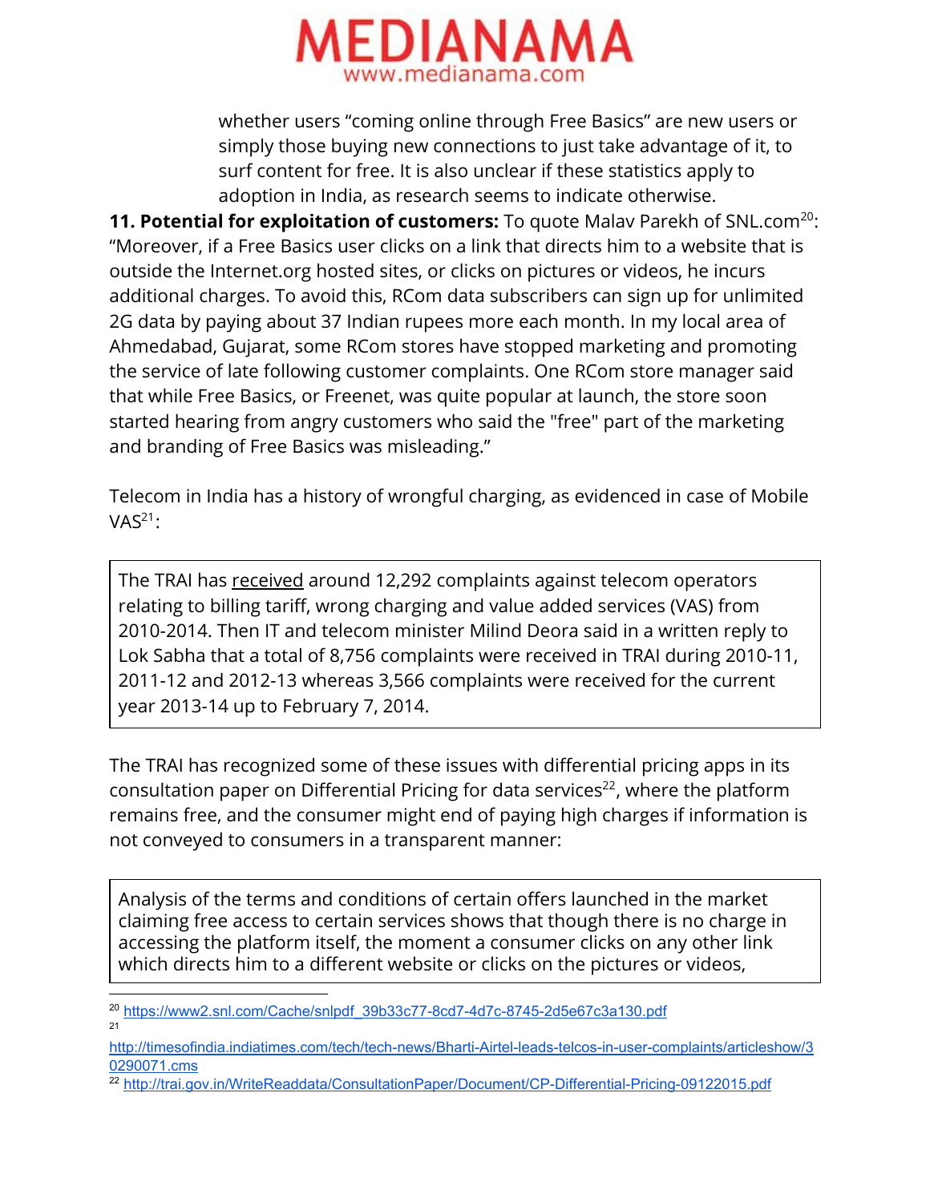whether users "coming online through Free Basics" are new users or simply those buying new connections to just take advantage of it, to surf content for free. It is also unclear if these statistics apply to adoption in India, as research seems to indicate otherwise.

**11. Potential for exploitation of customers:** To quote Malav Parekh of SNL.com[20]: "Moreover, if a Free Basics user clicks on a link that directs him to a website that is outside the Internet.org hosted sites, or clicks on pictures or videos, he incurs additional charges. To avoid this, RCom data subscribers can sign up for unlimited 2G data by paying about 37 Indian rupees more each month. In my local area of Ahmedabad, Gujarat, some RCom stores have stopped marketing and promoting the service of late following customer complaints. One RCom store manager said that while Free Basics, or Freenet, was quite popular at launch, the store soon started hearing from angry customers who said the "free" part of the marketing and branding of Free Basics was misleading."

Telecom in India has a history of wrongful charging, as evidenced in case of Mobile VAS[21]:

> The TRAI has received around 12,292 complaints against telecom operators relating to billing tariff, wrong charging and value added services (VAS) from 2010-2014. Then IT and telecom minister Milind Deora said in a written reply to Lok Sabha that a total of 8,756 complaints were received in TRAI during 2010-11, 2011-12 and 2012-13 whereas 3,566 complaints were received for the current year 2013-14 up to February 7, 2014.

The TRAI has recognized some of these issues with differential pricing apps in its consultation paper on Differential Pricing for data services[22], where the platform remains free, and the consumer might end of paying high charges if information is not conveyed to consumers in a transparent manner:

> Analysis of the terms and conditions of certain offers launched in the market claiming free access to certain services shows that though there is no charge in accessing the platform itself, the moment a consumer clicks on any other link which directs him to a different website or clicks on the pictures or videos,

---

[20] https://www2.snl.com/Cache/snlpdf_39b33c77-8cd7-4d7c-8745-2d5e67c3a130.pdf

[21] http://timesofindia.indiatimes.com/tech/tech-news/Bharti-Airtel-leads-telcos-in-user-complaints/articleshow/30290071.cms

[22] http://trai.gov.in/WriteReaddata/ConsultationPaper/Document/CP-Differential-Pricing-09122015.pdf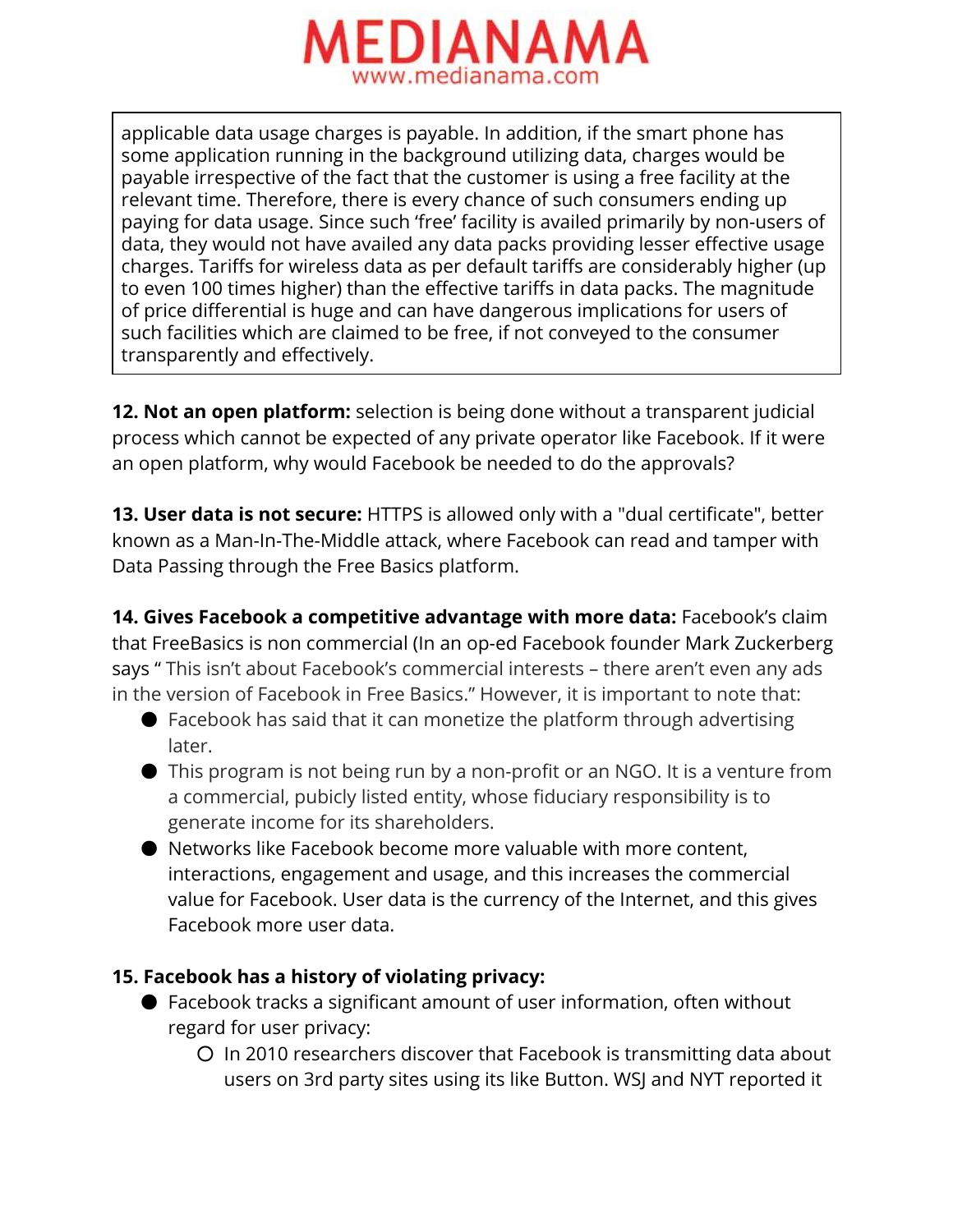> applicable data usage charges is payable. In addition, if the smart phone has some application running in the background utilizing data, charges would be payable irrespective of the fact that the customer is using a free facility at the relevant time. Therefore, there is every chance of such consumers ending up paying for data usage. Since such 'free' facility is availed primarily by non-users of data, they would not have availed any data packs providing lesser effective usage charges. Tariffs for wireless data as per default tariffs are considerably higher (up to even 100 times higher) than the effective tariffs in data packs. The magnitude of price differential is huge and can have dangerous implications for users of such facilities which are claimed to be free, if not conveyed to the consumer transparently and effectively.

**12. Not an open platform:** selection is being done without a transparent judicial process which cannot be expected of any private operator like Facebook. If it were an open platform, why would Facebook be needed to do the approvals?

**13. User data is not secure:** HTTPS is allowed only with a "dual certificate", better known as a Man-In-The-Middle attack, where Facebook can read and tamper with Data Passing through the Free Basics platform.

**14. Gives Facebook a competitive advantage with more data:** Facebook's claim that FreeBasics is non commercial (In an op-ed Facebook founder Mark Zuckerberg says " This isn't about Facebook's commercial interests – there aren't even any ads in the version of Facebook in Free Basics." However, it is important to note that:

- Facebook has said that it can monetize the platform through advertising later.
- This program is not being run by a non-profit or an NGO. It is a venture from a commercial, pubicly listed entity, whose fiduciary responsibility is to generate income for its shareholders.
- Networks like Facebook become more valuable with more content, interactions, engagement and usage, and this increases the commercial value for Facebook. User data is the currency of the Internet, and this gives Facebook more user data.

**15. Facebook has a history of violating privacy:**

- Facebook tracks a significant amount of user information, often without regard for user privacy:
    - In 2010 researchers discover that Facebook is transmitting data about users on 3rd party sites using its like Button. WSJ and NYT reported it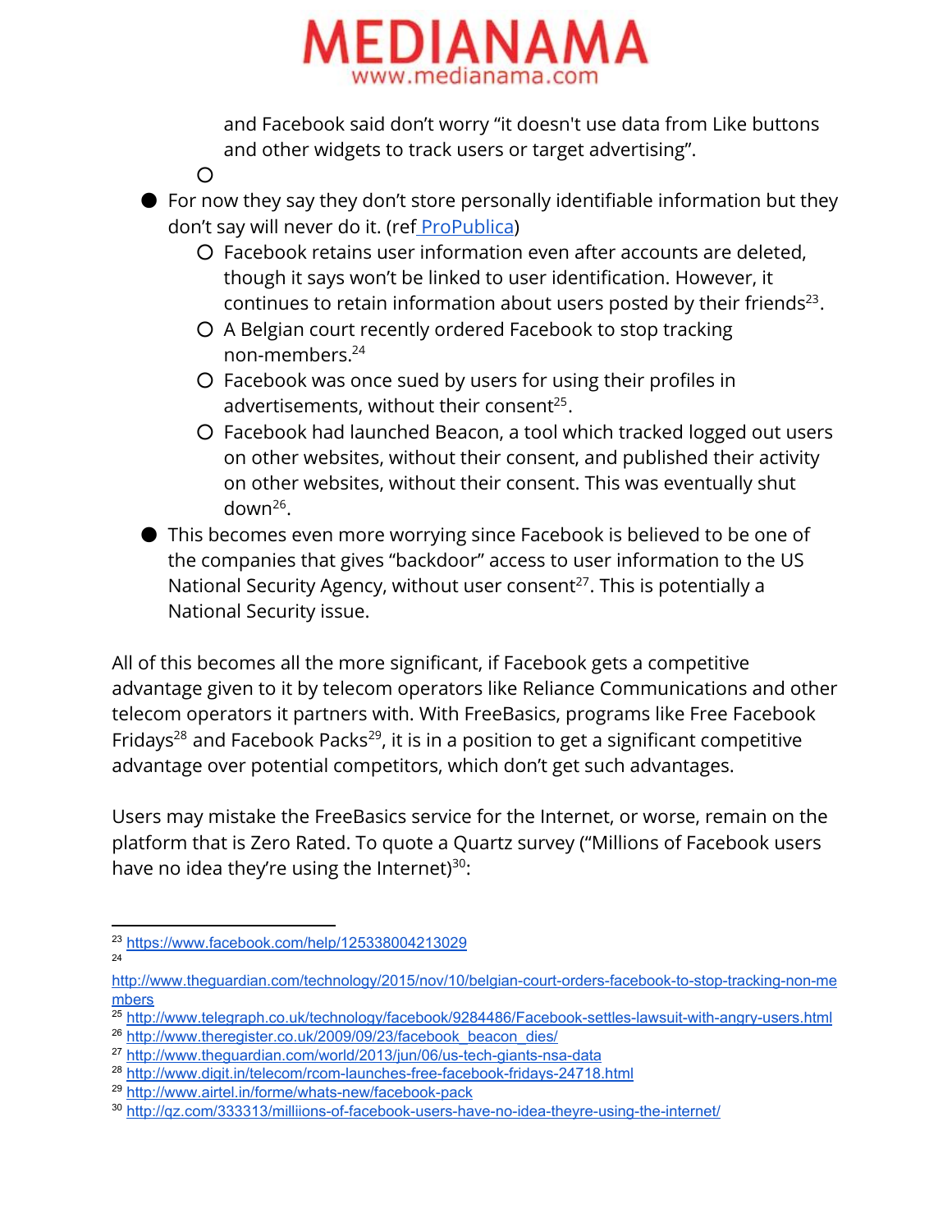and Facebook said don't worry "it doesn't use data from Like buttons and other widgets to track users or target advertising".

- For now they say they don't store personally identifiable information but they don't say will never do it. (ref ProPublica)
  - Facebook retains user information even after accounts are deleted, though it says won't be linked to user identification. However, it continues to retain information about users posted by their friends[23].
  - A Belgian court recently ordered Facebook to stop tracking non-members.[24]
  - Facebook was once sued by users for using their profiles in advertisements, without their consent[25].
  - Facebook had launched Beacon, a tool which tracked logged out users on other websites, without their consent, and published their activity on other websites, without their consent. This was eventually shut down[26].
- This becomes even more worrying since Facebook is believed to be one of the companies that gives "backdoor" access to user information to the US National Security Agency, without user consent[27]. This is potentially a National Security issue.

All of this becomes all the more significant, if Facebook gets a competitive advantage given to it by telecom operators like Reliance Communications and other telecom operators it partners with. With FreeBasics, programs like Free Facebook Fridays[28] and Facebook Packs[29], it is in a position to get a significant competitive advantage over potential competitors, which don't get such advantages.

Users may mistake the FreeBasics service for the Internet, or worse, remain on the platform that is Zero Rated. To quote a Quartz survey ("Millions of Facebook users have no idea they're using the Internet)[30]:

---

[23] https://www.facebook.com/help/125338004213029

[24] http://www.theguardian.com/technology/2015/nov/10/belgian-court-orders-facebook-to-stop-tracking-non-members

[25] http://www.telegraph.co.uk/technology/facebook/9284486/Facebook-settles-lawsuit-with-angry-users.html

[26] http://www.theregister.co.uk/2009/09/23/facebook_beacon_dies/

[27] http://www.theguardian.com/world/2013/jun/06/us-tech-giants-nsa-data

[28] http://www.digit.in/telecom/rcom-launches-free-facebook-fridays-24718.html

[29] http://www.airtel.in/forme/whats-new/facebook-pack

[30] http://qz.com/333313/milliions-of-facebook-users-have-no-idea-theyre-using-the-internet/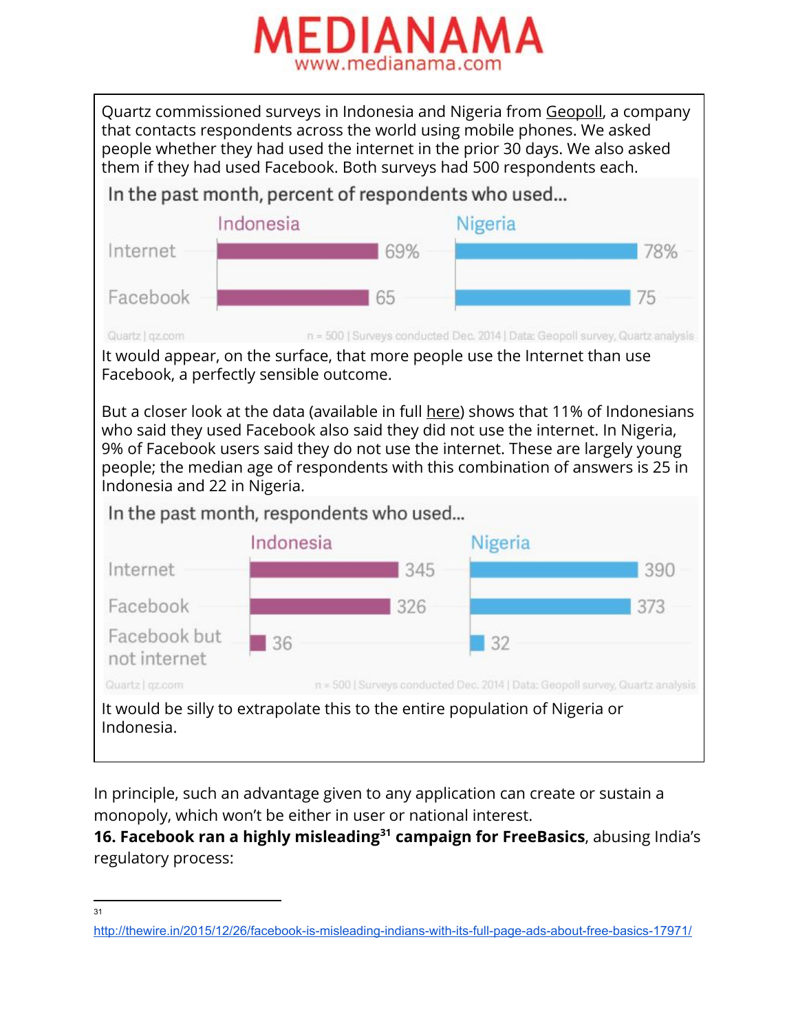Quartz commissioned surveys in Indonesia and Nigeria from Geopoll, a company that contacts respondents across the world using mobile phones. We asked people whether they had used the internet in the prior 30 days. We also asked them if they had used Facebook. Both surveys had 500 respondents each.

In the past month, percent of respondents who used...

| | Indonesia | Nigeria |
|---|---|---|
| Internet | 69% | 78% |
| Facebook | 65 | 75 |

Quartz | qz.com — n = 500 | Surveys conducted Dec. 2014 | Data: Geopoll survey, Quartz analysis

It would appear, on the surface, that more people use the Internet than use Facebook, a perfectly sensible outcome.

But a closer look at the data (available in full here) shows that 11% of Indonesians who said they used Facebook also said they did not use the internet. In Nigeria, 9% of Facebook users said they do not use the internet. These are largely young people; the median age of respondents with this combination of answers is 25 in Indonesia and 22 in Nigeria.

In the past month, respondents who used...

| | Indonesia | Nigeria |
|---|---|---|
| Internet | 345 | 390 |
| Facebook | 326 | 373 |
| Facebook but not internet | 36 | 32 |

Quartz | qz.com — n = 500 | Surveys conducted Dec. 2014 | Data: Geopoll survey, Quartz analysis

It would be silly to extrapolate this to the entire population of Nigeria or Indonesia.

In principle, such an advantage given to any application can create or sustain a monopoly, which won't be either in user or national interest.

**16. Facebook ran a highly misleading[31] campaign for FreeBasics**, abusing India's regulatory process:

[31] http://thewire.in/2015/12/26/facebook-is-misleading-indians-with-its-full-page-ads-about-free-basics-17971/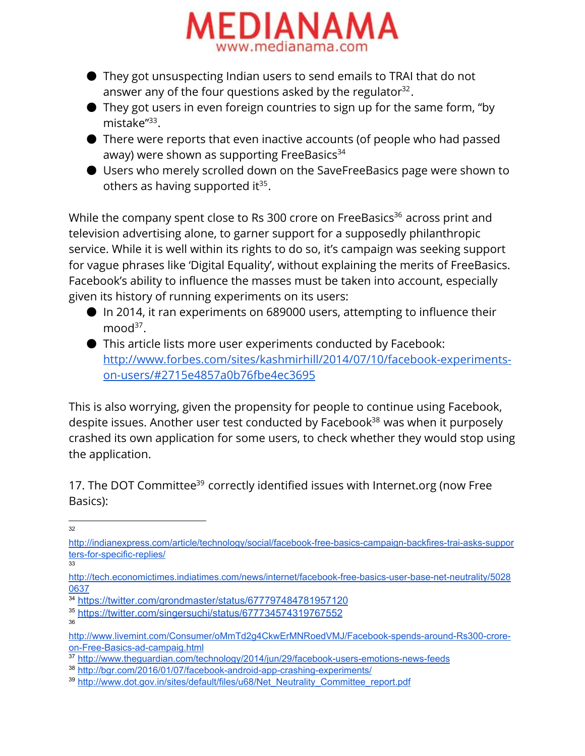- They got unsuspecting Indian users to send emails to TRAI that do not answer any of the four questions asked by the regulator[32].
- They got users in even foreign countries to sign up for the same form, "by mistake"[33].
- There were reports that even inactive accounts (of people who had passed away) were shown as supporting FreeBasics[34]
- Users who merely scrolled down on the SaveFreeBasics page were shown to others as having supported it[35].

While the company spent close to Rs 300 crore on FreeBasics[36] across print and television advertising alone, to garner support for a supposedly philanthropic service. While it is well within its rights to do so, it's campaign was seeking support for vague phrases like 'Digital Equality', without explaining the merits of FreeBasics. Facebook's ability to influence the masses must be taken into account, especially given its history of running experiments on its users:

- In 2014, it ran experiments on 689000 users, attempting to influence their mood[37].
- This article lists more user experiments conducted by Facebook: http://www.forbes.com/sites/kashmirhill/2014/07/10/facebook-experiments-on-users/#2715e4857a0b76fbe4ec3695

This is also worrying, given the propensity for people to continue using Facebook, despite issues. Another user test conducted by Facebook[38] was when it purposely crashed its own application for some users, to check whether they would stop using the application.

17. The DOT Committee[39] correctly identified issues with Internet.org (now Free Basics):

---

[32] http://indianexpress.com/article/technology/social/facebook-free-basics-campaign-backfires-trai-asks-supporters-for-specific-replies/

[33] http://tech.economictimes.indiatimes.com/news/internet/facebook-free-basics-user-base-net-neutrality/50280637

[34] https://twitter.com/grondmaster/status/677797484781957120

[35] https://twitter.com/singersuchi/status/677734574319767552

[36] http://www.livemint.com/Consumer/oMmTd2g4CkwErMNRoedVMJ/Facebook-spends-around-Rs300-crore-on-Free-Basics-ad-campaig.html

[37] http://www.theguardian.com/technology/2014/jun/29/facebook-users-emotions-news-feeds

[38] http://bgr.com/2016/01/07/facebook-android-app-crashing-experiments/

[39] http://www.dot.gov.in/sites/default/files/u68/Net_Neutrality_Committee_report.pdf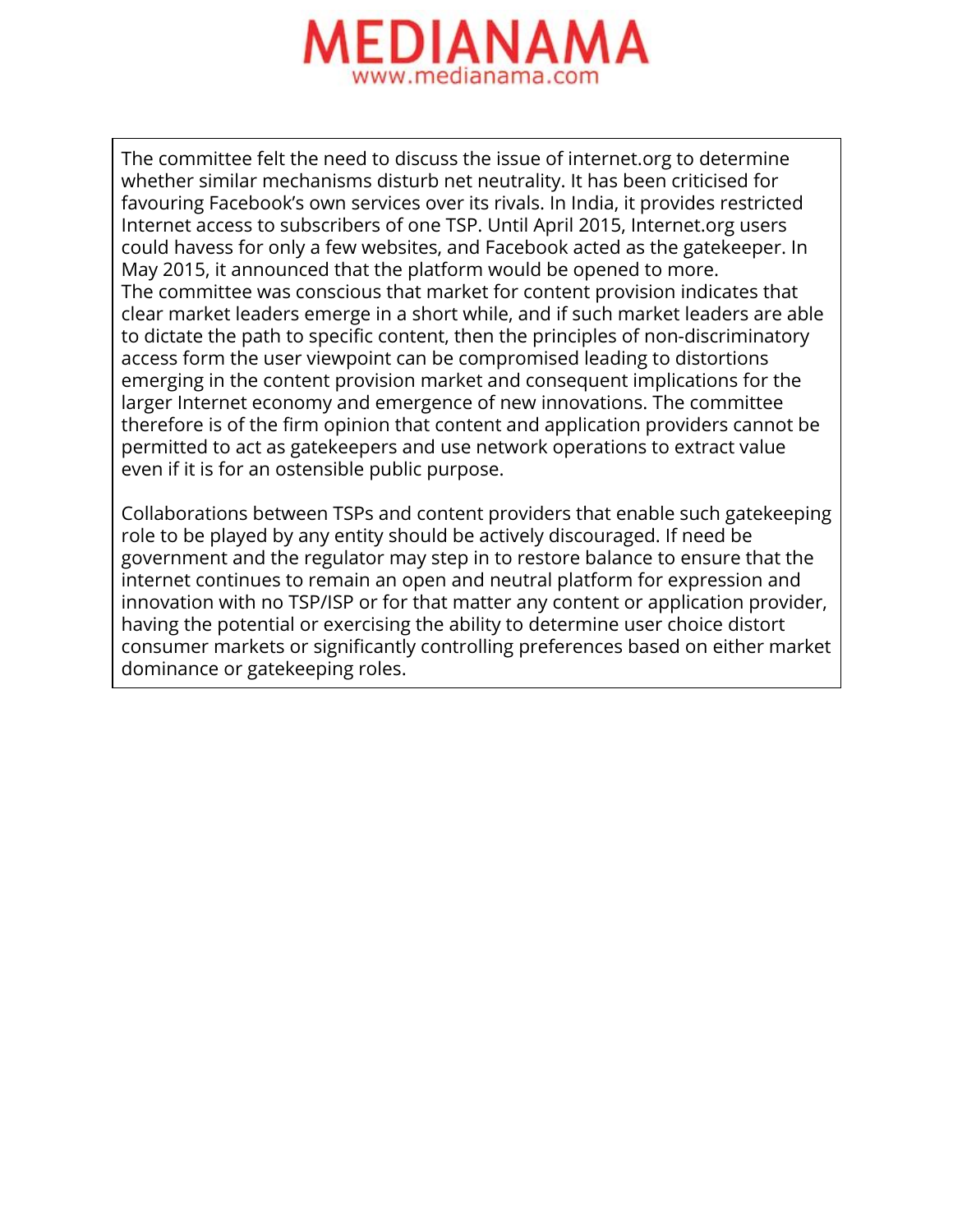The committee felt the need to discuss the issue of internet.org to determine whether similar mechanisms disturb net neutrality. It has been criticised for favouring Facebook's own services over its rivals. In India, it provides restricted Internet access to subscribers of one TSP. Until April 2015, Internet.org users could havess for only a few websites, and Facebook acted as the gatekeeper. In May 2015, it announced that the platform would be opened to more.
The committee was conscious that market for content provision indicates that clear market leaders emerge in a short while, and if such market leaders are able to dictate the path to specific content, then the principles of non-discriminatory access form the user viewpoint can be compromised leading to distortions emerging in the content provision market and consequent implications for the larger Internet economy and emergence of new innovations. The committee therefore is of the firm opinion that content and application providers cannot be permitted to act as gatekeepers and use network operations to extract value even if it is for an ostensible public purpose.

Collaborations between TSPs and content providers that enable such gatekeeping role to be played by any entity should be actively discouraged. If need be government and the regulator may step in to restore balance to ensure that the internet continues to remain an open and neutral platform for expression and innovation with no TSP/ISP or for that matter any content or application provider, having the potential or exercising the ability to determine user choice distort consumer markets or significantly controlling preferences based on either market dominance or gatekeeping roles.